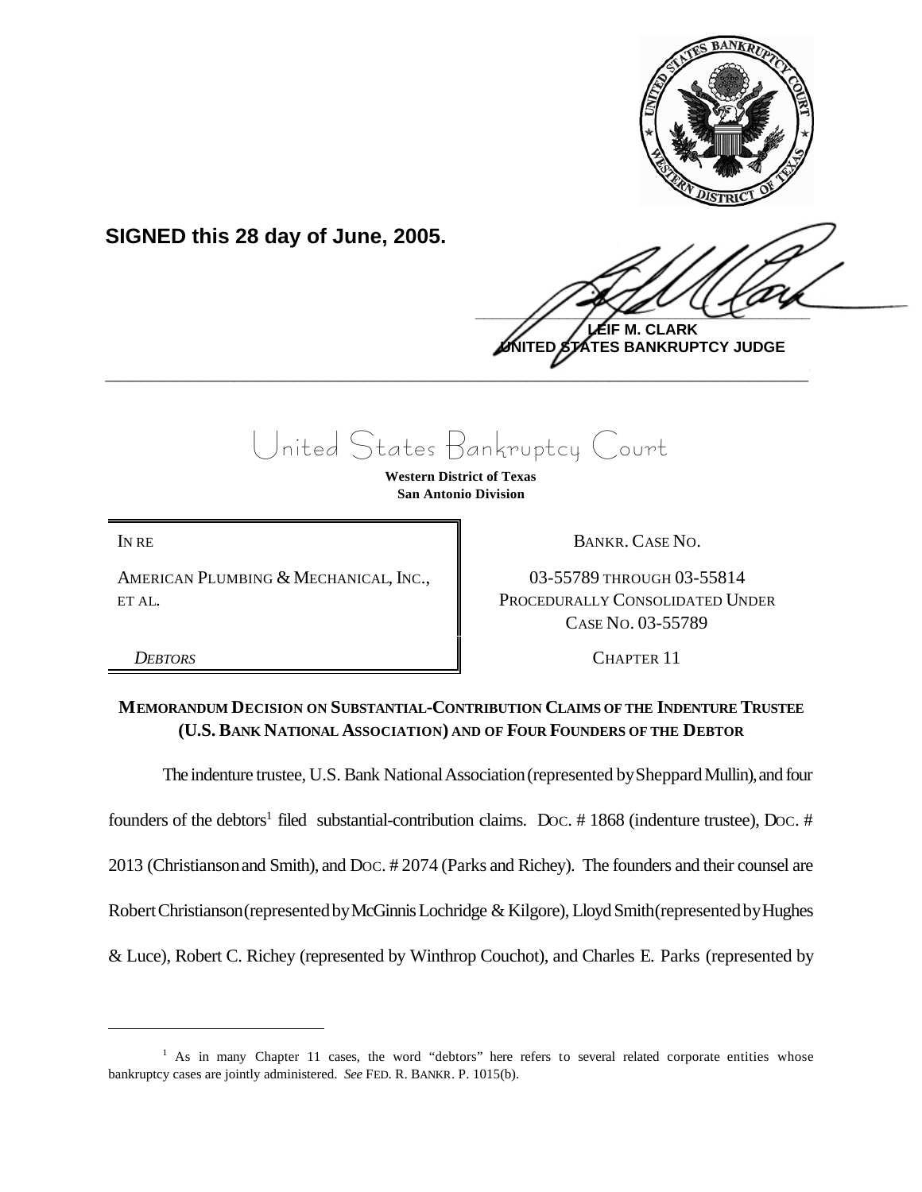**SIGNED this 28 day of June, 2005.**

**LEIF M. CLARK**
**UNITED STATES BANKRUPTCY JUDGE**

---

# United States Bankruptcy Court

**Western District of Texas**
**San Antonio Division**

| | |
|---|---|
| IN RE | BANKR. CASE NO. |
| AMERICAN PLUMBING & MECHANICAL, INC., ET AL. | 03-55789 THROUGH 03-55814 PROCEDURALLY CONSOLIDATED UNDER CASE NO. 03-55789 |
| *DEBTORS* | CHAPTER 11 |

## MEMORANDUM DECISION ON SUBSTANTIAL-CONTRIBUTION CLAIMS OF THE INDENTURE TRUSTEE (U.S. BANK NATIONAL ASSOCIATION) AND OF FOUR FOUNDERS OF THE DEBTOR

The indenture trustee, U.S. Bank National Association (represented by Sheppard Mullin), and four founders of the debtors[1] filed substantial-contribution claims. DOC. # 1868 (indenture trustee), DOC. # 2013 (Christianson and Smith), and DOC. # 2074 (Parks and Richey). The founders and their counsel are Robert Christianson (represented by McGinnis Lochridge & Kilgore), Lloyd Smith (represented by Hughes & Luce), Robert C. Richey (represented by Winthrop Couchot), and Charles E. Parks (represented by

---

[1] As in many Chapter 11 cases, the word "debtors" here refers to several related corporate entities whose bankruptcy cases are jointly administered. *See* FED. R. BANKR. P. 1015(b).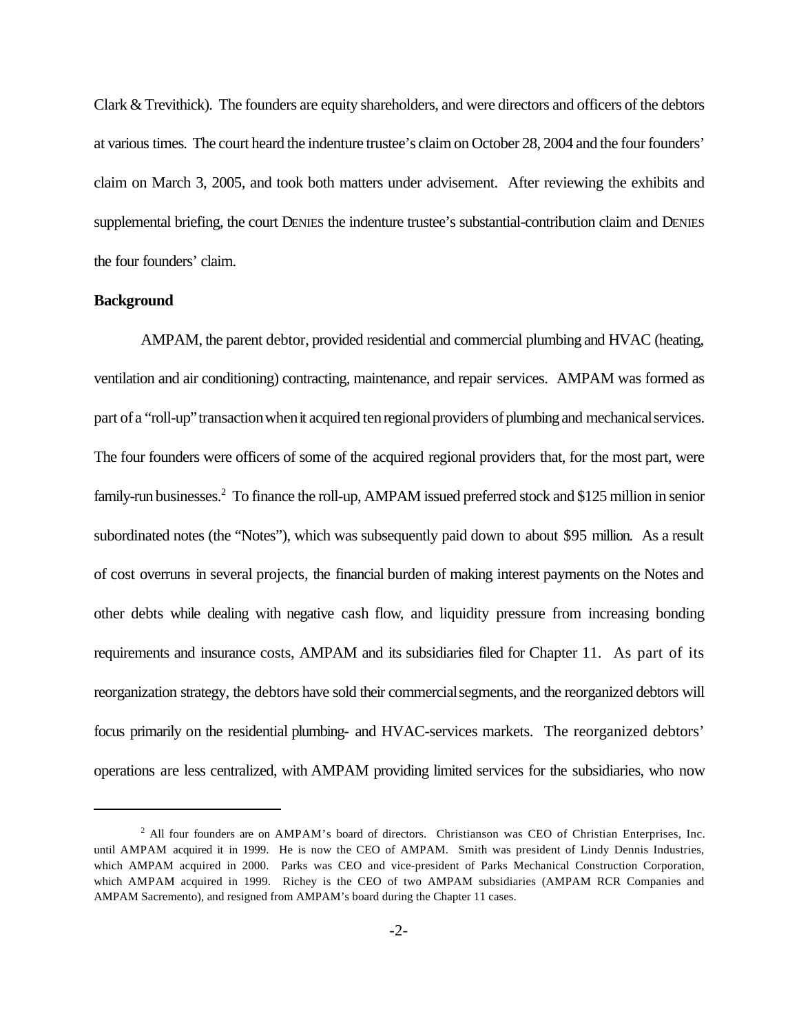Clark & Trevithick). The founders are equity shareholders, and were directors and officers of the debtors at various times. The court heard the indenture trustee's claim on October 28, 2004 and the four founders' claim on March 3, 2005, and took both matters under advisement. After reviewing the exhibits and supplemental briefing, the court DENIES the indenture trustee's substantial-contribution claim and DENIES the four founders' claim.

**Background**

AMPAM, the parent debtor, provided residential and commercial plumbing and HVAC (heating, ventilation and air conditioning) contracting, maintenance, and repair services. AMPAM was formed as part of a "roll-up" transaction when it acquired ten regional providers of plumbing and mechanical services. The four founders were officers of some of the acquired regional providers that, for the most part, were family-run businesses.[2] To finance the roll-up, AMPAM issued preferred stock and $125 million in senior subordinated notes (the "Notes"), which was subsequently paid down to about $95 million. As a result of cost overruns in several projects, the financial burden of making interest payments on the Notes and other debts while dealing with negative cash flow, and liquidity pressure from increasing bonding requirements and insurance costs, AMPAM and its subsidiaries filed for Chapter 11. As part of its reorganization strategy, the debtors have sold their commercial segments, and the reorganized debtors will focus primarily on the residential plumbing- and HVAC-services markets. The reorganized debtors' operations are less centralized, with AMPAM providing limited services for the subsidiaries, who now

---

[2] All four founders are on AMPAM's board of directors. Christianson was CEO of Christian Enterprises, Inc. until AMPAM acquired it in 1999. He is now the CEO of AMPAM. Smith was president of Lindy Dennis Industries, which AMPAM acquired in 2000. Parks was CEO and vice-president of Parks Mechanical Construction Corporation, which AMPAM acquired in 1999. Richey is the CEO of two AMPAM subsidiaries (AMPAM RCR Companies and AMPAM Sacremento), and resigned from AMPAM's board during the Chapter 11 cases.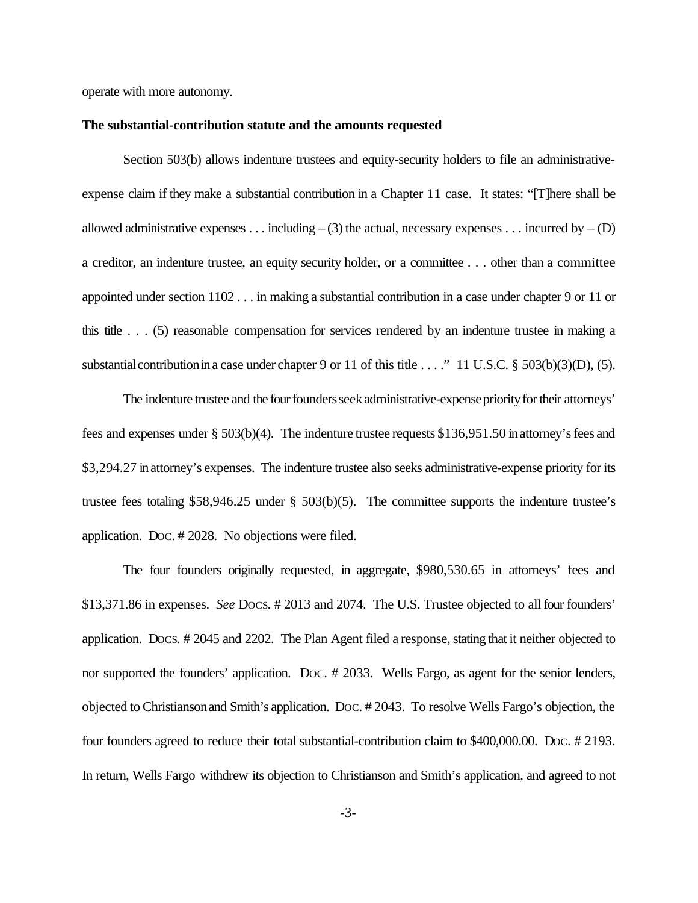operate with more autonomy.

**The substantial-contribution statute and the amounts requested**

Section 503(b) allows indenture trustees and equity-security holders to file an administrative-expense claim if they make a substantial contribution in a Chapter 11 case. It states: "[T]here shall be allowed administrative expenses . . . including – (3) the actual, necessary expenses . . . incurred by – (D) a creditor, an indenture trustee, an equity security holder, or a committee . . . other than a committee appointed under section 1102 . . . in making a substantial contribution in a case under chapter 9 or 11 or this title . . . (5) reasonable compensation for services rendered by an indenture trustee in making a substantial contribution in a case under chapter 9 or 11 of this title . . . ." 11 U.S.C. § 503(b)(3)(D), (5).

The indenture trustee and the four founders seek administrative-expense priority for their attorneys' fees and expenses under § 503(b)(4). The indenture trustee requests $136,951.50 in attorney's fees and $3,294.27 in attorney's expenses. The indenture trustee also seeks administrative-expense priority for its trustee fees totaling $58,946.25 under § 503(b)(5). The committee supports the indenture trustee's application. Doc. # 2028. No objections were filed.

The four founders originally requested, in aggregate, $980,530.65 in attorneys' fees and $13,371.86 in expenses. *See* Docs. # 2013 and 2074. The U.S. Trustee objected to all four founders' application. Docs. # 2045 and 2202. The Plan Agent filed a response, stating that it neither objected to nor supported the founders' application. Doc. # 2033. Wells Fargo, as agent for the senior lenders, objected to Christianson and Smith's application. Doc. # 2043. To resolve Wells Fargo's objection, the four founders agreed to reduce their total substantial-contribution claim to $400,000.00. Doc. # 2193. In return, Wells Fargo withdrew its objection to Christianson and Smith's application, and agreed to not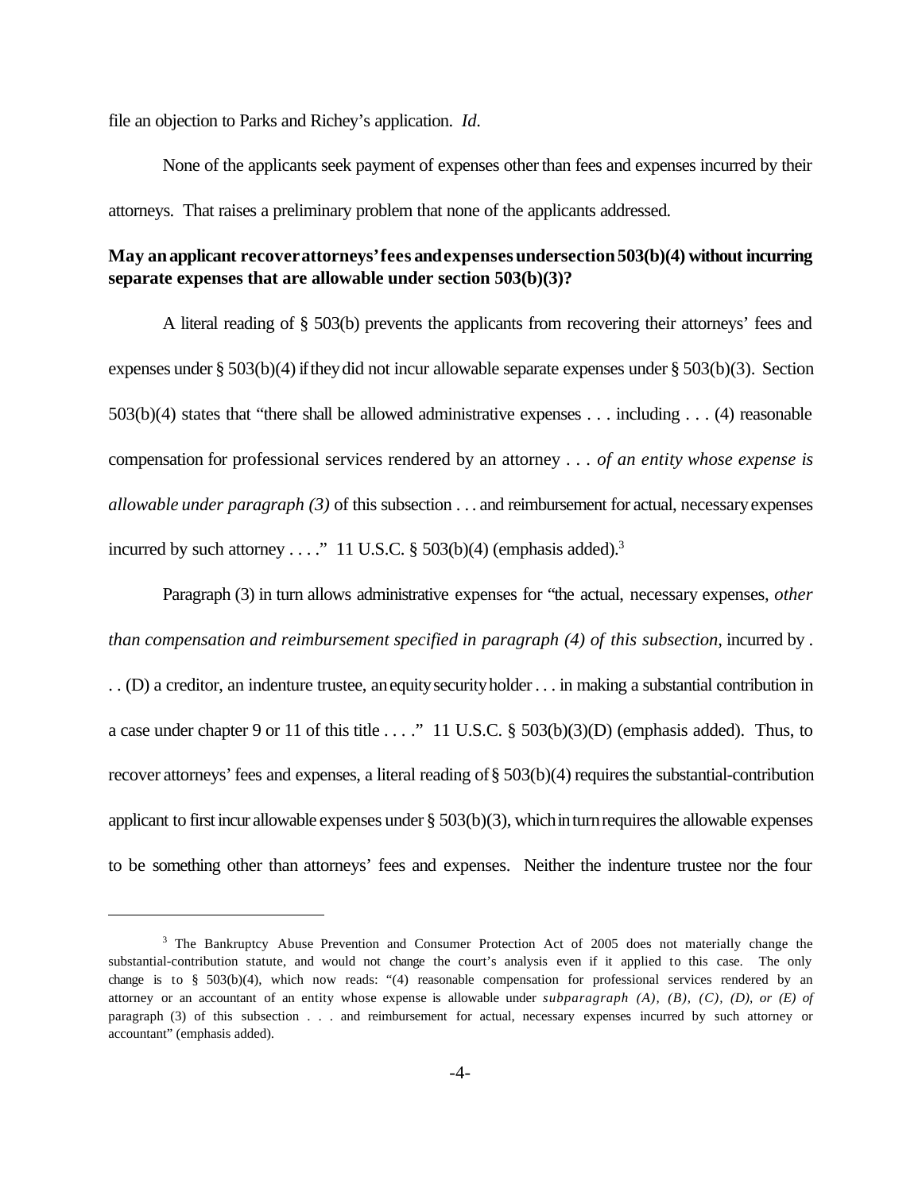file an objection to Parks and Richey's application. *Id*.

None of the applicants seek payment of expenses other than fees and expenses incurred by their attorneys. That raises a preliminary problem that none of the applicants addressed.

**May an applicant recover attorneys' fees and expenses under section 503(b)(4) without incurring separate expenses that are allowable under section 503(b)(3)?**

A literal reading of § 503(b) prevents the applicants from recovering their attorneys' fees and expenses under § 503(b)(4) if they did not incur allowable separate expenses under § 503(b)(3). Section 503(b)(4) states that "there shall be allowed administrative expenses . . . including . . . (4) reasonable compensation for professional services rendered by an attorney . . . *of an entity whose expense is allowable under paragraph (3)* of this subsection . . . and reimbursement for actual, necessary expenses incurred by such attorney . . . ." 11 U.S.C. § 503(b)(4) (emphasis added).[3]

Paragraph (3) in turn allows administrative expenses for "the actual, necessary expenses, *other than compensation and reimbursement specified in paragraph (4) of this subsection*, incurred by . . . (D) a creditor, an indenture trustee, an equity security holder . . . in making a substantial contribution in a case under chapter 9 or 11 of this title . . . ." 11 U.S.C. § 503(b)(3)(D) (emphasis added). Thus, to recover attorneys' fees and expenses, a literal reading of § 503(b)(4) requires the substantial-contribution applicant to first incur allowable expenses under § 503(b)(3), which in turn requires the allowable expenses to be something other than attorneys' fees and expenses. Neither the indenture trustee nor the four

---

[3] The Bankruptcy Abuse Prevention and Consumer Protection Act of 2005 does not materially change the substantial-contribution statute, and would not change the court's analysis even if it applied to this case. The only change is to § 503(b)(4), which now reads: "(4) reasonable compensation for professional services rendered by an attorney or an accountant of an entity whose expense is allowable under *subparagraph (A), (B), (C), (D), or (E) of* paragraph (3) of this subsection . . . and reimbursement for actual, necessary expenses incurred by such attorney or accountant" (emphasis added).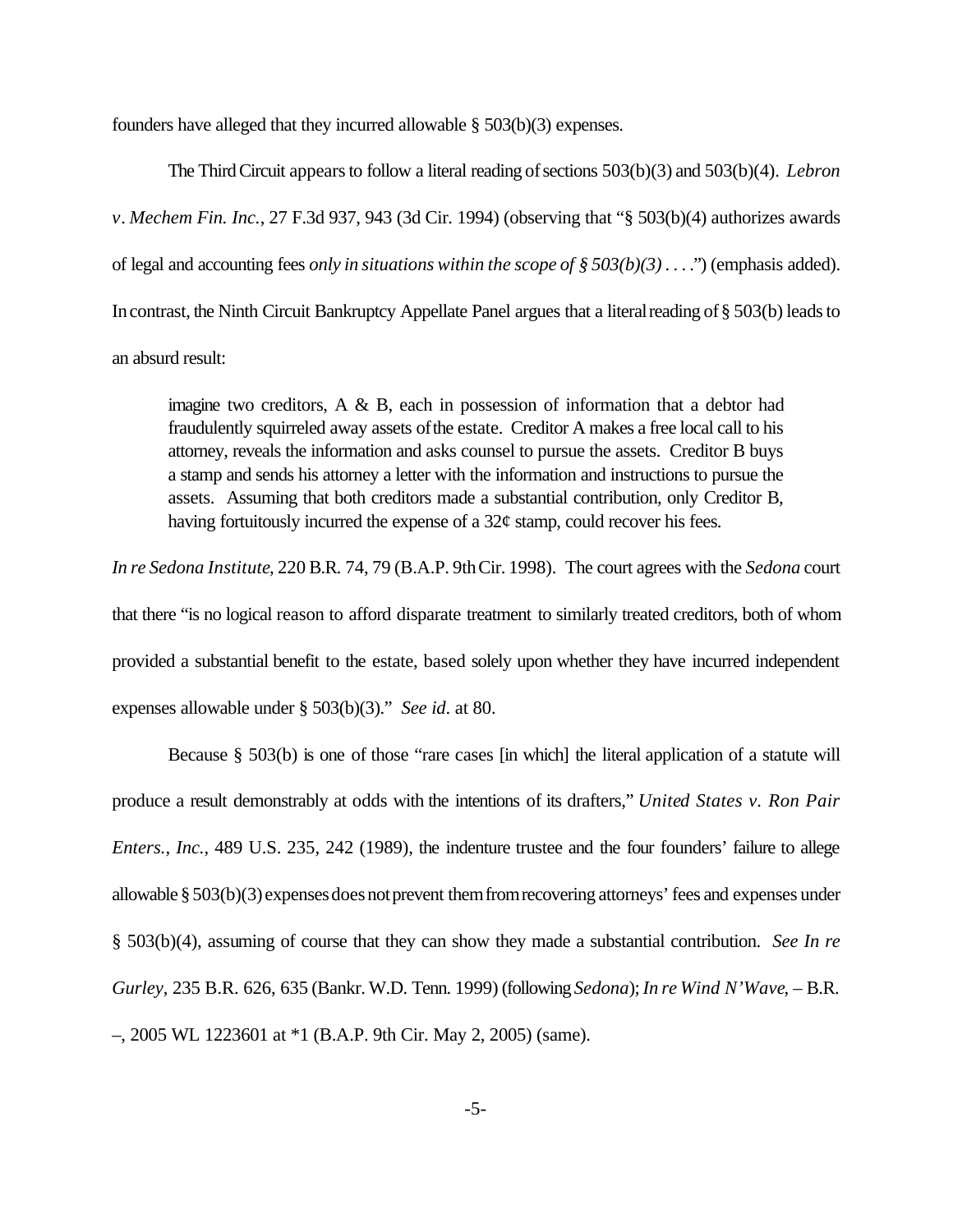founders have alleged that they incurred allowable § 503(b)(3) expenses.

The Third Circuit appears to follow a literal reading of sections 503(b)(3) and 503(b)(4). *Lebron v. Mechem Fin. Inc.*, 27 F.3d 937, 943 (3d Cir. 1994) (observing that "§ 503(b)(4) authorizes awards of legal and accounting fees *only in situations within the scope of § 503(b)(3) . . . .*") (emphasis added). In contrast, the Ninth Circuit Bankruptcy Appellate Panel argues that a literal reading of § 503(b) leads to an absurd result:

> imagine two creditors, A & B, each in possession of information that a debtor had fraudulently squirreled away assets of the estate. Creditor A makes a free local call to his attorney, reveals the information and asks counsel to pursue the assets. Creditor B buys a stamp and sends his attorney a letter with the information and instructions to pursue the assets. Assuming that both creditors made a substantial contribution, only Creditor B, having fortuitously incurred the expense of a 32¢ stamp, could recover his fees.

*In re Sedona Institute*, 220 B.R. 74, 79 (B.A.P. 9th Cir. 1998). The court agrees with the *Sedona* court that there "is no logical reason to afford disparate treatment to similarly treated creditors, both of whom provided a substantial benefit to the estate, based solely upon whether they have incurred independent expenses allowable under § 503(b)(3)." *See id*. at 80.

Because § 503(b) is one of those "rare cases [in which] the literal application of a statute will produce a result demonstrably at odds with the intentions of its drafters," *United States v. Ron Pair Enters., Inc.*, 489 U.S. 235, 242 (1989), the indenture trustee and the four founders' failure to allege allowable § 503(b)(3) expenses does not prevent them from recovering attorneys' fees and expenses under § 503(b)(4), assuming of course that they can show they made a substantial contribution. *See In re Gurley*, 235 B.R. 626, 635 (Bankr. W.D. Tenn. 1999) (following *Sedona*); *In re Wind N'Wave*, – B.R. –, 2005 WL 1223601 at *1 (B.A.P. 9th Cir. May 2, 2005) (same).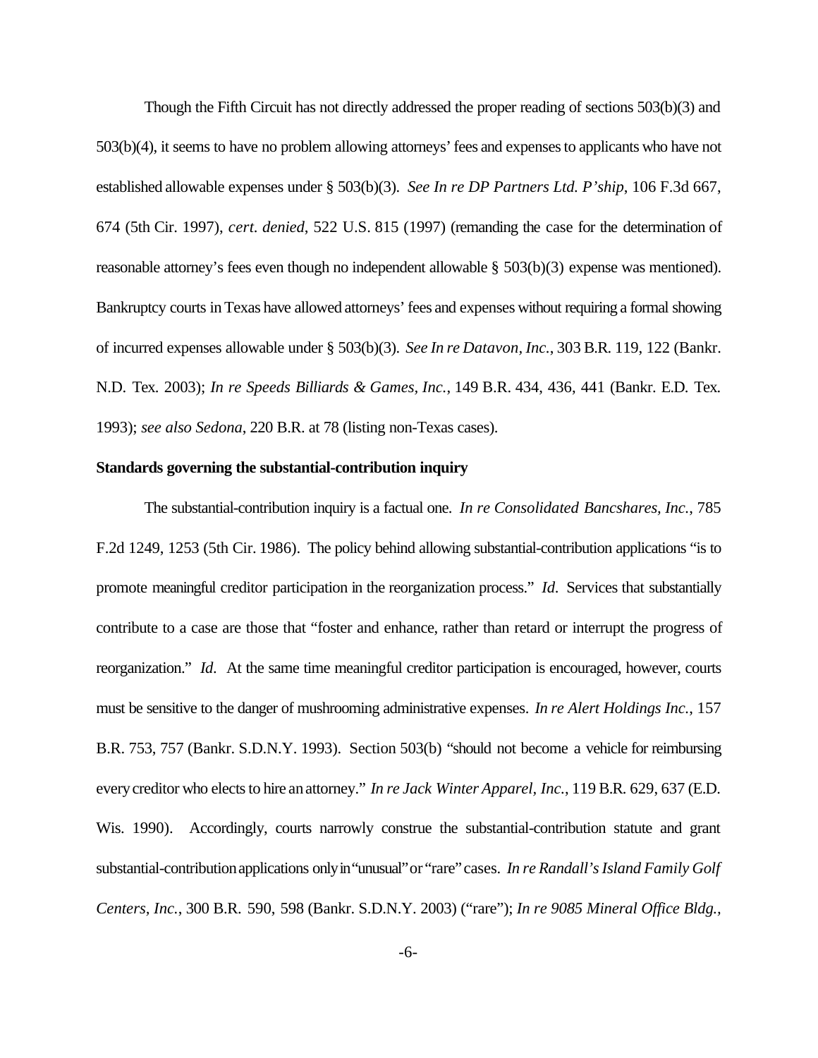Though the Fifth Circuit has not directly addressed the proper reading of sections 503(b)(3) and 503(b)(4), it seems to have no problem allowing attorneys' fees and expenses to applicants who have not established allowable expenses under § 503(b)(3). *See In re DP Partners Ltd. P'ship*, 106 F.3d 667, 674 (5th Cir. 1997), *cert. denied*, 522 U.S. 815 (1997) (remanding the case for the determination of reasonable attorney's fees even though no independent allowable § 503(b)(3) expense was mentioned). Bankruptcy courts in Texas have allowed attorneys' fees and expenses without requiring a formal showing of incurred expenses allowable under § 503(b)(3). *See In re Datavon, Inc.*, 303 B.R. 119, 122 (Bankr. N.D. Tex. 2003); *In re Speeds Billiards & Games, Inc.*, 149 B.R. 434, 436, 441 (Bankr. E.D. Tex. 1993); *see also Sedona*, 220 B.R. at 78 (listing non-Texas cases).

**Standards governing the substantial-contribution inquiry**

The substantial-contribution inquiry is a factual one. *In re Consolidated Bancshares, Inc.*, 785 F.2d 1249, 1253 (5th Cir. 1986). The policy behind allowing substantial-contribution applications "is to promote meaningful creditor participation in the reorganization process." *Id*. Services that substantially contribute to a case are those that "foster and enhance, rather than retard or interrupt the progress of reorganization." *Id*. At the same time meaningful creditor participation is encouraged, however, courts must be sensitive to the danger of mushrooming administrative expenses. *In re Alert Holdings Inc.*, 157 B.R. 753, 757 (Bankr. S.D.N.Y. 1993). Section 503(b) "should not become a vehicle for reimbursing every creditor who elects to hire an attorney." *In re Jack Winter Apparel, Inc.*, 119 B.R. 629, 637 (E.D. Wis. 1990). Accordingly, courts narrowly construe the substantial-contribution statute and grant substantial-contribution applications only in "unusual" or "rare" cases. *In re Randall's Island Family Golf Centers, Inc.*, 300 B.R. 590, 598 (Bankr. S.D.N.Y. 2003) ("rare"); *In re 9085 Mineral Office Bldg.,*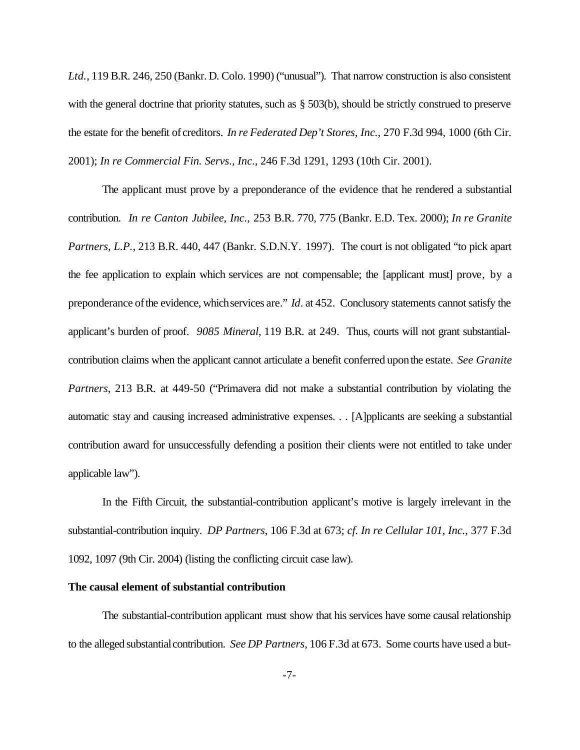*Ltd.*, 119 B.R. 246, 250 (Bankr. D. Colo. 1990) ("unusual"). That narrow construction is also consistent with the general doctrine that priority statutes, such as § 503(b), should be strictly construed to preserve the estate for the benefit of creditors. *In re Federated Dep't Stores, Inc.*, 270 F.3d 994, 1000 (6th Cir. 2001); *In re Commercial Fin. Servs., Inc.*, 246 F.3d 1291, 1293 (10th Cir. 2001).

The applicant must prove by a preponderance of the evidence that he rendered a substantial contribution. *In re Canton Jubilee, Inc.*, 253 B.R. 770, 775 (Bankr. E.D. Tex. 2000); *In re Granite Partners, L.P.*, 213 B.R. 440, 447 (Bankr. S.D.N.Y. 1997). The court is not obligated "to pick apart the fee application to explain which services are not compensable; the [applicant must] prove, by a preponderance of the evidence, which services are." *Id*. at 452. Conclusory statements cannot satisfy the applicant's burden of proof. *9085 Mineral*, 119 B.R. at 249. Thus, courts will not grant substantial-contribution claims when the applicant cannot articulate a benefit conferred upon the estate. *See Granite Partners*, 213 B.R. at 449-50 ("Primavera did not make a substantial contribution by violating the automatic stay and causing increased administrative expenses. . . [A]pplicants are seeking a substantial contribution award for unsuccessfully defending a position their clients were not entitled to take under applicable law").

In the Fifth Circuit, the substantial-contribution applicant's motive is largely irrelevant in the substantial-contribution inquiry. *DP Partners,* 106 F.3d at 673; *cf. In re Cellular 101, Inc.*, 377 F.3d 1092, 1097 (9th Cir. 2004) (listing the conflicting circuit case law).

**The causal element of substantial contribution**

The substantial-contribution applicant must show that his services have some causal relationship to the alleged substantial contribution. *See DP Partners*, 106 F.3d at 673. Some courts have used a but-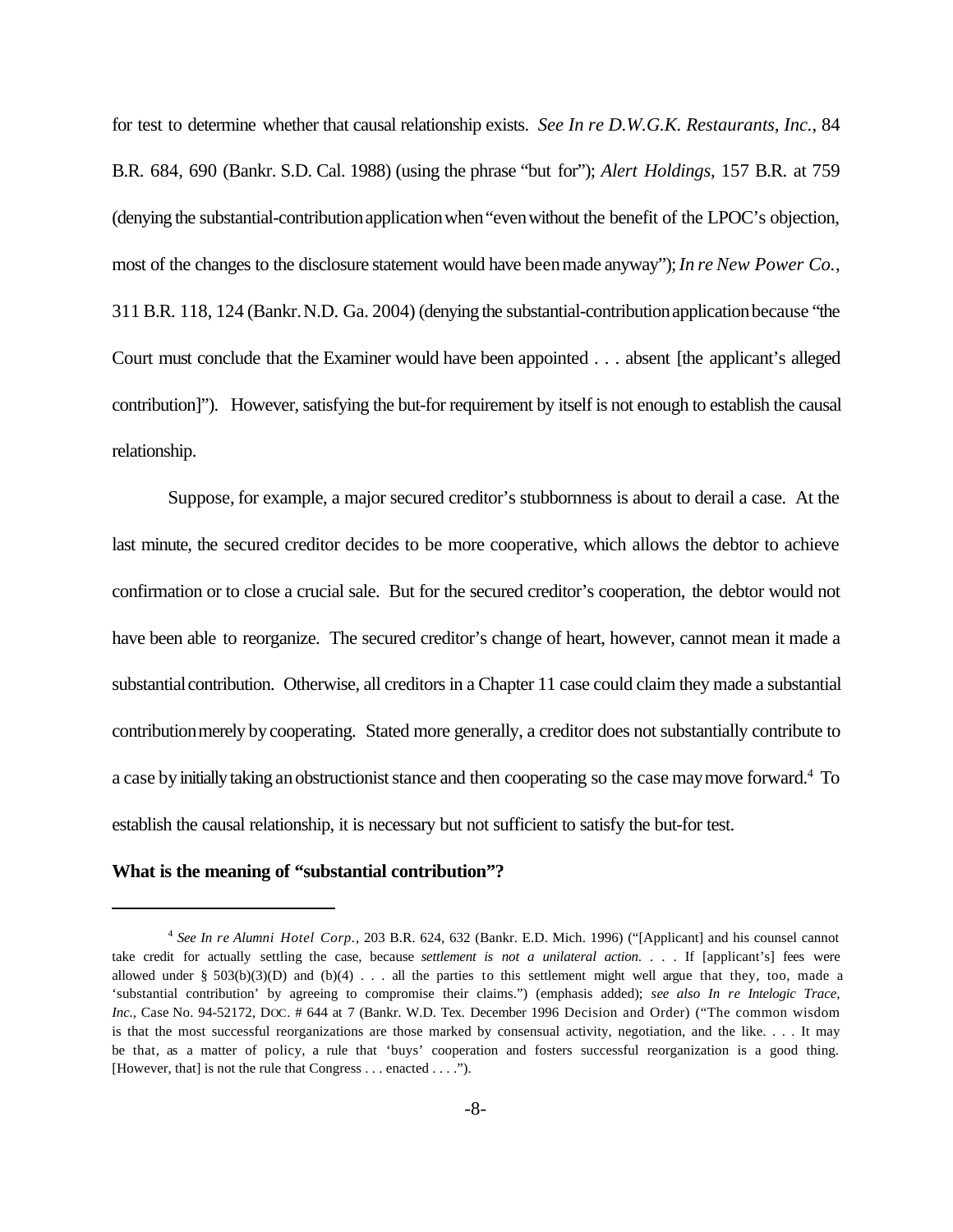for test to determine whether that causal relationship exists. *See In re D.W.G.K. Restaurants, Inc.*, 84 B.R. 684, 690 (Bankr. S.D. Cal. 1988) (using the phrase "but for"); *Alert Holdings*, 157 B.R. at 759 (denying the substantial-contribution application when "even without the benefit of the LPOC's objection, most of the changes to the disclosure statement would have been made anyway"); *In re New Power Co.*, 311 B.R. 118, 124 (Bankr. N.D. Ga. 2004) (denying the substantial-contribution application because "the Court must conclude that the Examiner would have been appointed . . . absent [the applicant's alleged contribution]"). However, satisfying the but-for requirement by itself is not enough to establish the causal relationship.

Suppose, for example, a major secured creditor's stubbornness is about to derail a case. At the last minute, the secured creditor decides to be more cooperative, which allows the debtor to achieve confirmation or to close a crucial sale. But for the secured creditor's cooperation, the debtor would not have been able to reorganize. The secured creditor's change of heart, however, cannot mean it made a substantial contribution. Otherwise, all creditors in a Chapter 11 case could claim they made a substantial contribution merely by cooperating. Stated more generally, a creditor does not substantially contribute to a case by initially taking an obstructionist stance and then cooperating so the case may move forward.[4] To establish the causal relationship, it is necessary but not sufficient to satisfy the but-for test.

**What is the meaning of "substantial contribution"?**

---

[4] *See In re Alumni Hotel Corp.*, 203 B.R. 624, 632 (Bankr. E.D. Mich. 1996) ("[Applicant] and his counsel cannot take credit for actually settling the case, because *settlement is not a unilateral action*. . . . If [applicant's] fees were allowed under § 503(b)(3)(D) and (b)(4) . . . all the parties to this settlement might well argue that they, too, made a 'substantial contribution' by agreeing to compromise their claims.") (emphasis added); *see also In re Intelogic Trace, Inc.*, Case No. 94-52172, DOC. # 644 at 7 (Bankr. W.D. Tex. December 1996 Decision and Order) ("The common wisdom is that the most successful reorganizations are those marked by consensual activity, negotiation, and the like. . . . It may be that, as a matter of policy, a rule that 'buys' cooperation and fosters successful reorganization is a good thing. [However, that] is not the rule that Congress . . . enacted . . . .").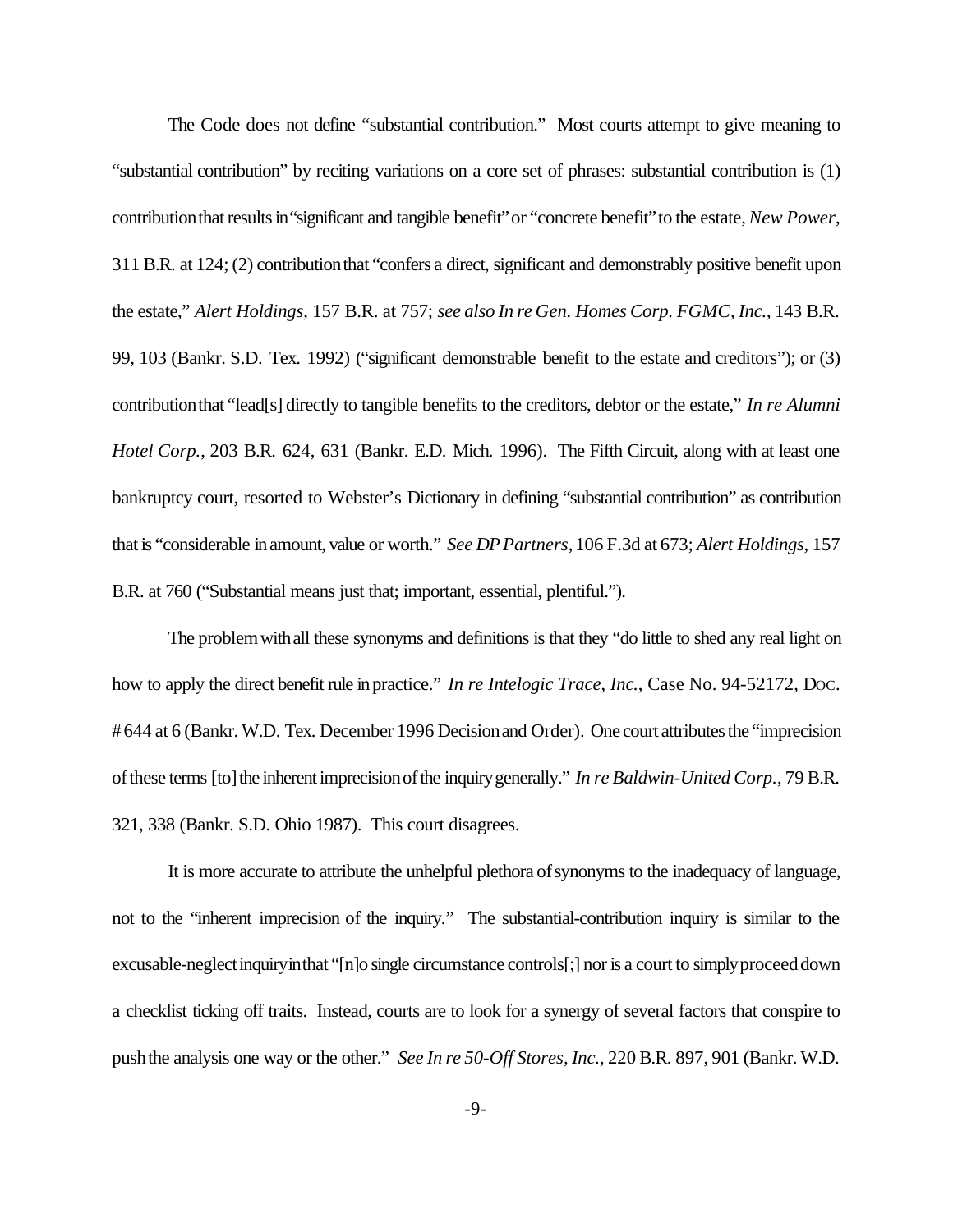The Code does not define "substantial contribution." Most courts attempt to give meaning to "substantial contribution" by reciting variations on a core set of phrases: substantial contribution is (1) contribution that results in "significant and tangible benefit" or "concrete benefit" to the estate, *New Power*, 311 B.R. at 124; (2) contribution that "confers a direct, significant and demonstrably positive benefit upon the estate," *Alert Holdings*, 157 B.R. at 757; *see also In re Gen. Homes Corp. FGMC, Inc.*, 143 B.R. 99, 103 (Bankr. S.D. Tex. 1992) ("significant demonstrable benefit to the estate and creditors"); or (3) contribution that "lead[s] directly to tangible benefits to the creditors, debtor or the estate," *In re Alumni Hotel Corp.*, 203 B.R. 624, 631 (Bankr. E.D. Mich. 1996). The Fifth Circuit, along with at least one bankruptcy court, resorted to Webster's Dictionary in defining "substantial contribution" as contribution that is "considerable in amount, value or worth." *See DP Partners*, 106 F.3d at 673; *Alert Holdings*, 157 B.R. at 760 ("Substantial means just that; important, essential, plentiful.").

The problem with all these synonyms and definitions is that they "do little to shed any real light on how to apply the direct benefit rule in practice." *In re Intelogic Trace, Inc.*, Case No. 94-52172, Doc. # 644 at 6 (Bankr. W.D. Tex. December 1996 Decision and Order). One court attributes the "imprecision of these terms [to] the inherent imprecision of the inquiry generally." *In re Baldwin-United Corp.*, 79 B.R. 321, 338 (Bankr. S.D. Ohio 1987). This court disagrees.

It is more accurate to attribute the unhelpful plethora of synonyms to the inadequacy of language, not to the "inherent imprecision of the inquiry." The substantial-contribution inquiry is similar to the excusable-neglect inquiry in that "[n]o single circumstance controls[;] nor is a court to simply proceed down a checklist ticking off traits. Instead, courts are to look for a synergy of several factors that conspire to push the analysis one way or the other." *See In re 50-Off Stores, Inc.*, 220 B.R. 897, 901 (Bankr. W.D.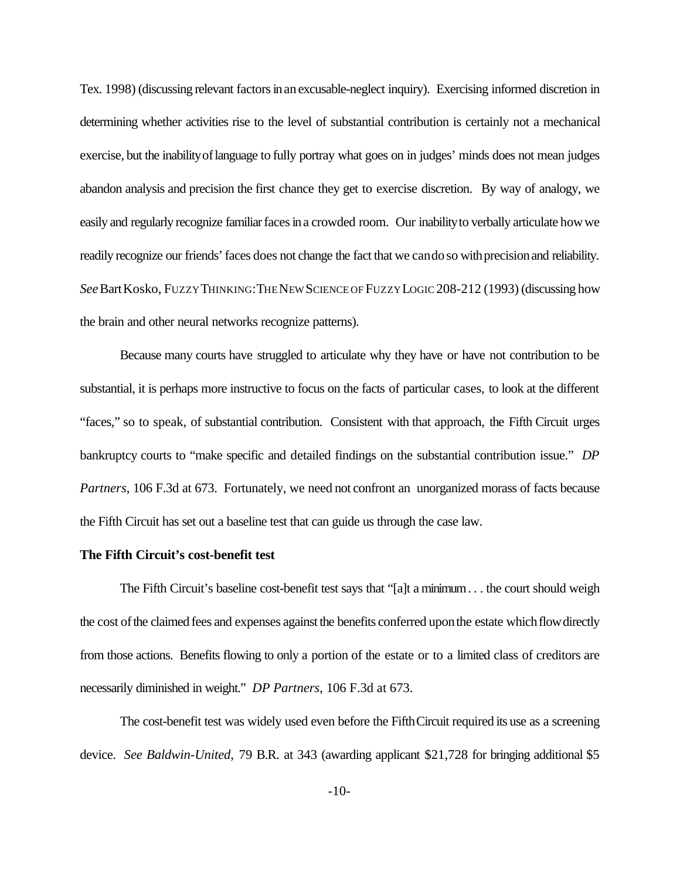Tex. 1998) (discussing relevant factors in an excusable-neglect inquiry). Exercising informed discretion in determining whether activities rise to the level of substantial contribution is certainly not a mechanical exercise, but the inability of language to fully portray what goes on in judges' minds does not mean judges abandon analysis and precision the first chance they get to exercise discretion. By way of analogy, we easily and regularly recognize familiar faces in a crowded room. Our inability to verbally articulate how we readily recognize our friends' faces does not change the fact that we can do so with precision and reliability. *See* Bart Kosko, FUZZY THINKING: THE NEW SCIENCE OF FUZZY LOGIC 208-212 (1993) (discussing how the brain and other neural networks recognize patterns).

Because many courts have struggled to articulate why they have or have not contribution to be substantial, it is perhaps more instructive to focus on the facts of particular cases, to look at the different "faces," so to speak, of substantial contribution. Consistent with that approach, the Fifth Circuit urges bankruptcy courts to "make specific and detailed findings on the substantial contribution issue." *DP Partners*, 106 F.3d at 673. Fortunately, we need not confront an unorganized morass of facts because the Fifth Circuit has set out a baseline test that can guide us through the case law.

**The Fifth Circuit's cost-benefit test**

The Fifth Circuit's baseline cost-benefit test says that "[a]t a minimum . . . the court should weigh the cost of the claimed fees and expenses against the benefits conferred upon the estate which flow directly from those actions. Benefits flowing to only a portion of the estate or to a limited class of creditors are necessarily diminished in weight." *DP Partners*, 106 F.3d at 673.

The cost-benefit test was widely used even before the Fifth Circuit required its use as a screening device. *See Baldwin-United*, 79 B.R. at 343 (awarding applicant $21,728 for bringing additional $5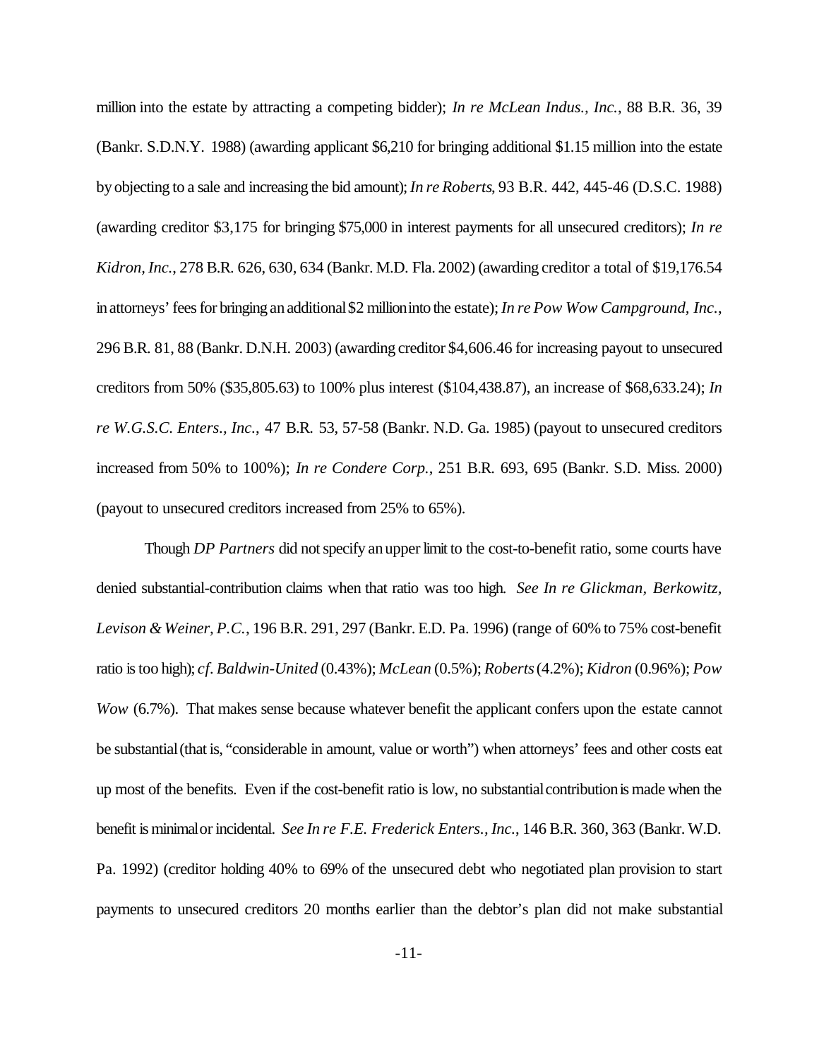million into the estate by attracting a competing bidder); *In re McLean Indus., Inc.*, 88 B.R. 36, 39 (Bankr. S.D.N.Y. 1988) (awarding applicant $6,210 for bringing additional $1.15 million into the estate by objecting to a sale and increasing the bid amount); *In re Roberts*, 93 B.R. 442, 445-46 (D.S.C. 1988) (awarding creditor $3,175 for bringing $75,000 in interest payments for all unsecured creditors); *In re Kidron, Inc.*, 278 B.R. 626, 630, 634 (Bankr. M.D. Fla. 2002) (awarding creditor a total of $19,176.54 in attorneys' fees for bringing an additional $2 million into the estate); *In re Pow Wow Campground, Inc.*, 296 B.R. 81, 88 (Bankr. D.N.H. 2003) (awarding creditor $4,606.46 for increasing payout to unsecured creditors from 50% ($35,805.63) to 100% plus interest ($104,438.87), an increase of $68,633.24); *In re W.G.S.C. Enters., Inc.*, 47 B.R. 53, 57-58 (Bankr. N.D. Ga. 1985) (payout to unsecured creditors increased from 50% to 100%); *In re Condere Corp.*, 251 B.R. 693, 695 (Bankr. S.D. Miss. 2000) (payout to unsecured creditors increased from 25% to 65%).

Though *DP Partners* did not specify an upper limit to the cost-to-benefit ratio, some courts have denied substantial-contribution claims when that ratio was too high. *See In re Glickman, Berkowitz, Levison & Weiner, P.C.*, 196 B.R. 291, 297 (Bankr. E.D. Pa. 1996) (range of 60% to 75% cost-benefit ratio is too high); *cf. Baldwin-United* (0.43%); *McLean* (0.5%); *Roberts* (4.2%); *Kidron* (0.96%); *Pow Wow* (6.7%). That makes sense because whatever benefit the applicant confers upon the estate cannot be substantial (that is, "considerable in amount, value or worth") when attorneys' fees and other costs eat up most of the benefits. Even if the cost-benefit ratio is low, no substantial contribution is made when the benefit is minimal or incidental. *See In re F.E. Frederick Enters., Inc.*, 146 B.R. 360, 363 (Bankr. W.D. Pa. 1992) (creditor holding 40% to 69% of the unsecured debt who negotiated plan provision to start payments to unsecured creditors 20 months earlier than the debtor's plan did not make substantial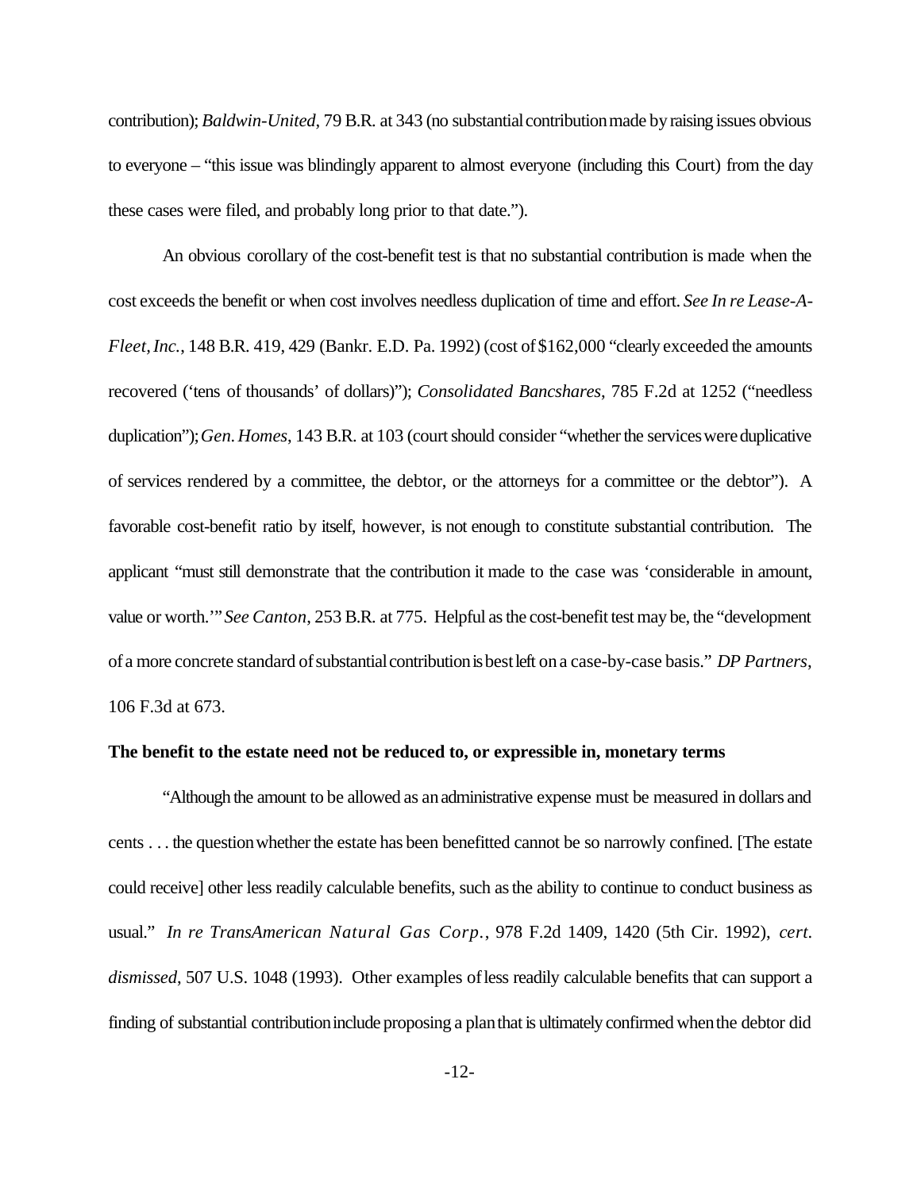contribution); *Baldwin-United*, 79 B.R. at 343 (no substantial contribution made by raising issues obvious to everyone – "this issue was blindingly apparent to almost everyone (including this Court) from the day these cases were filed, and probably long prior to that date.").

An obvious corollary of the cost-benefit test is that no substantial contribution is made when the cost exceeds the benefit or when cost involves needless duplication of time and effort. *See In re Lease-A-Fleet, Inc.*, 148 B.R. 419, 429 (Bankr. E.D. Pa. 1992) (cost of $162,000 "clearly exceeded the amounts recovered ('tens of thousands' of dollars)"); *Consolidated Bancshares*, 785 F.2d at 1252 ("needless duplication"); *Gen. Homes*, 143 B.R. at 103 (court should consider "whether the services were duplicative of services rendered by a committee, the debtor, or the attorneys for a committee or the debtor"). A favorable cost-benefit ratio by itself, however, is not enough to constitute substantial contribution. The applicant "must still demonstrate that the contribution it made to the case was 'considerable in amount, value or worth.'" *See Canton*, 253 B.R. at 775. Helpful as the cost-benefit test may be, the "development of a more concrete standard of substantial contribution is best left on a case-by-case basis." *DP Partners*, 106 F.3d at 673.

**The benefit to the estate need not be reduced to, or expressible in, monetary terms**

"Although the amount to be allowed as an administrative expense must be measured in dollars and cents . . . the question whether the estate has been benefitted cannot be so narrowly confined. [The estate could receive] other less readily calculable benefits, such as the ability to continue to conduct business as usual." *In re TransAmerican Natural Gas Corp.*, 978 F.2d 1409, 1420 (5th Cir. 1992), *cert. dismissed*, 507 U.S. 1048 (1993). Other examples of less readily calculable benefits that can support a finding of substantial contribution include proposing a plan that is ultimately confirmed when the debtor did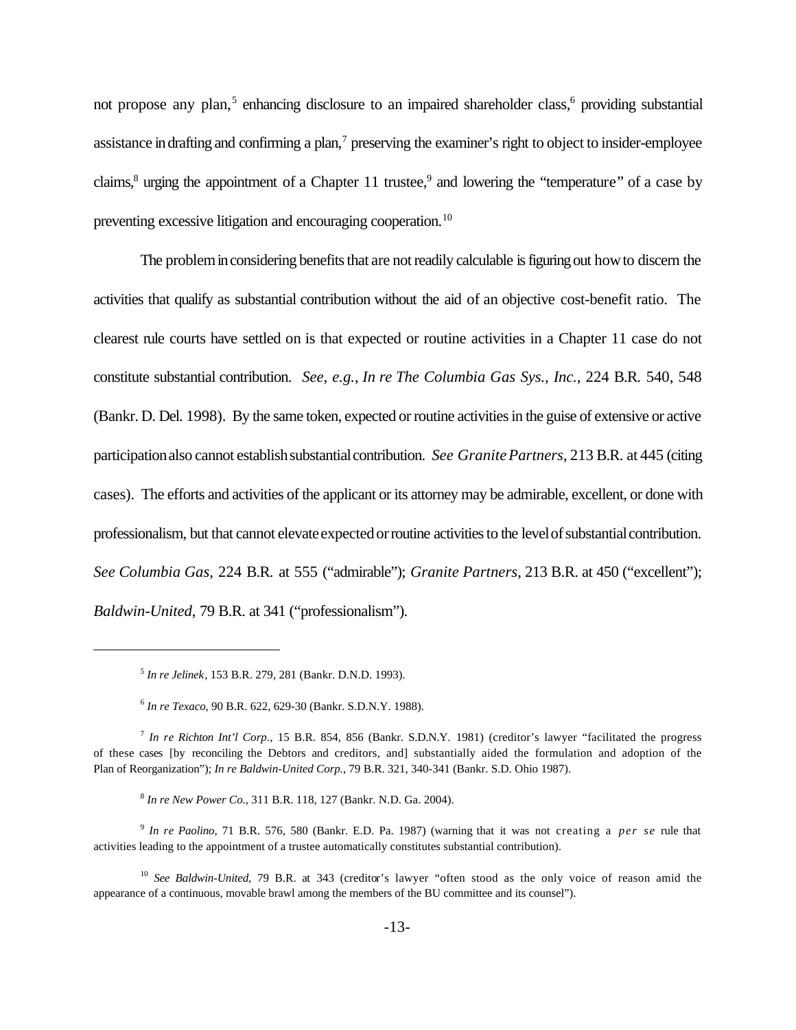not propose any plan,[5] enhancing disclosure to an impaired shareholder class,[6] providing substantial assistance in drafting and confirming a plan,[7] preserving the examiner's right to object to insider-employee claims,[8] urging the appointment of a Chapter 11 trustee,[9] and lowering the "temperature" of a case by preventing excessive litigation and encouraging cooperation.[10]

The problem in considering benefits that are not readily calculable is figuring out how to discern the activities that qualify as substantial contribution without the aid of an objective cost-benefit ratio. The clearest rule courts have settled on is that expected or routine activities in a Chapter 11 case do not constitute substantial contribution. *See, e.g.*, *In re The Columbia Gas Sys., Inc.*, 224 B.R. 540, 548 (Bankr. D. Del. 1998). By the same token, expected or routine activities in the guise of extensive or active participation also cannot establish substantial contribution. *See Granite Partners*, 213 B.R. at 445 (citing cases). The efforts and activities of the applicant or its attorney may be admirable, excellent, or done with professionalism, but that cannot elevate expected or routine activities to the level of substantial contribution. *See Columbia Gas*, 224 B.R. at 555 ("admirable"); *Granite Partners*, 213 B.R. at 450 ("excellent"); *Baldwin-United*, 79 B.R. at 341 ("professionalism").

---

[5] *In re Jelinek*, 153 B.R. 279, 281 (Bankr. D.N.D. 1993).

[6] *In re Texaco*, 90 B.R. 622, 629-30 (Bankr. S.D.N.Y. 1988).

[7] *In re Richton Int'l Corp.*, 15 B.R. 854, 856 (Bankr. S.D.N.Y. 1981) (creditor's lawyer "facilitated the progress of these cases [by reconciling the Debtors and creditors, and] substantially aided the formulation and adoption of the Plan of Reorganization"); *In re Baldwin-United Corp.*, 79 B.R. 321, 340-341 (Bankr. S.D. Ohio 1987).

[8] *In re New Power Co.*, 311 B.R. 118, 127 (Bankr. N.D. Ga. 2004).

[9] *In re Paolino*, 71 B.R. 576, 580 (Bankr. E.D. Pa. 1987) (warning that it was not creating a *per se* rule that activities leading to the appointment of a trustee automatically constitutes substantial contribution).

[10] *See Baldwin-United*, 79 B.R. at 343 (creditor's lawyer "often stood as the only voice of reason amid the appearance of a continuous, movable brawl among the members of the BU committee and its counsel").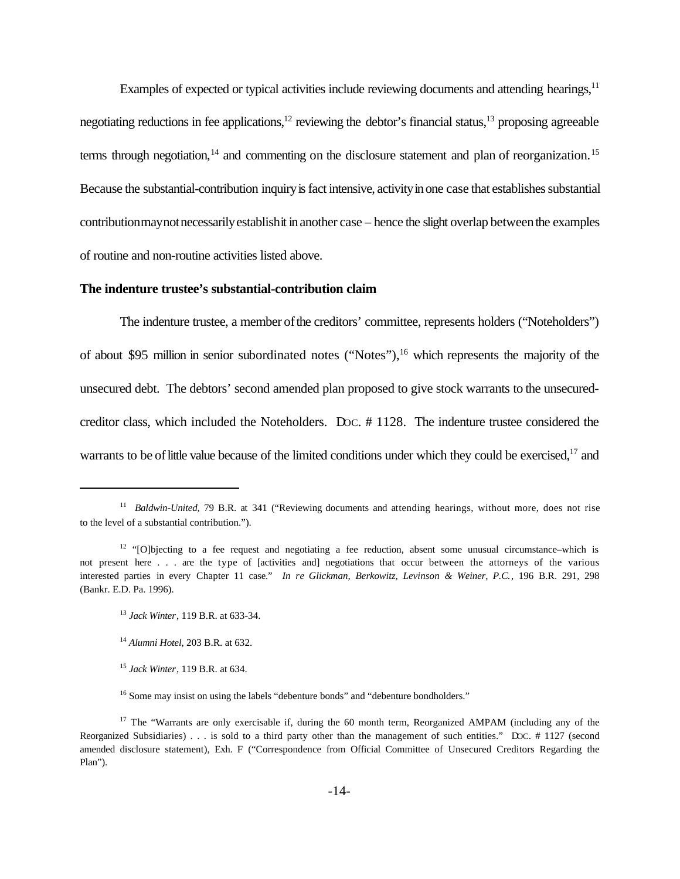Examples of expected or typical activities include reviewing documents and attending hearings,[11] negotiating reductions in fee applications,[12] reviewing the debtor's financial status,[13] proposing agreeable terms through negotiation,[14] and commenting on the disclosure statement and plan of reorganization.[15] Because the substantial-contribution inquiry is fact intensive, activity in one case that establishes substantial contribution may not necessarily establish it in another case – hence the slight overlap between the examples of routine and non-routine activities listed above.

**The indenture trustee's substantial-contribution claim**

The indenture trustee, a member of the creditors' committee, represents holders ("Noteholders") of about $95 million in senior subordinated notes ("Notes"),[16] which represents the majority of the unsecured debt. The debtors' second amended plan proposed to give stock warrants to the unsecured-creditor class, which included the Noteholders. DOC. # 1128. The indenture trustee considered the warrants to be of little value because of the limited conditions under which they could be exercised,[17] and

---

[11] *Baldwin-United*, 79 B.R. at 341 ("Reviewing documents and attending hearings, without more, does not rise to the level of a substantial contribution.").

[12] "[O]bjecting to a fee request and negotiating a fee reduction, absent some unusual circumstance–which is not present here . . . are the type of [activities and] negotiations that occur between the attorneys of the various interested parties in every Chapter 11 case." *In re Glickman, Berkowitz, Levinson & Weiner, P.C.*, 196 B.R. 291, 298 (Bankr. E.D. Pa. 1996).

[13] *Jack Winter*, 119 B.R. at 633-34.

[14] *Alumni Hotel*, 203 B.R. at 632.

[15] *Jack Winter*, 119 B.R. at 634.

[16] Some may insist on using the labels "debenture bonds" and "debenture bondholders."

[17] The "Warrants are only exercisable if, during the 60 month term, Reorganized AMPAM (including any of the Reorganized Subsidiaries) . . . is sold to a third party other than the management of such entities." DOC. # 1127 (second amended disclosure statement), Exh. F ("Correspondence from Official Committee of Unsecured Creditors Regarding the Plan").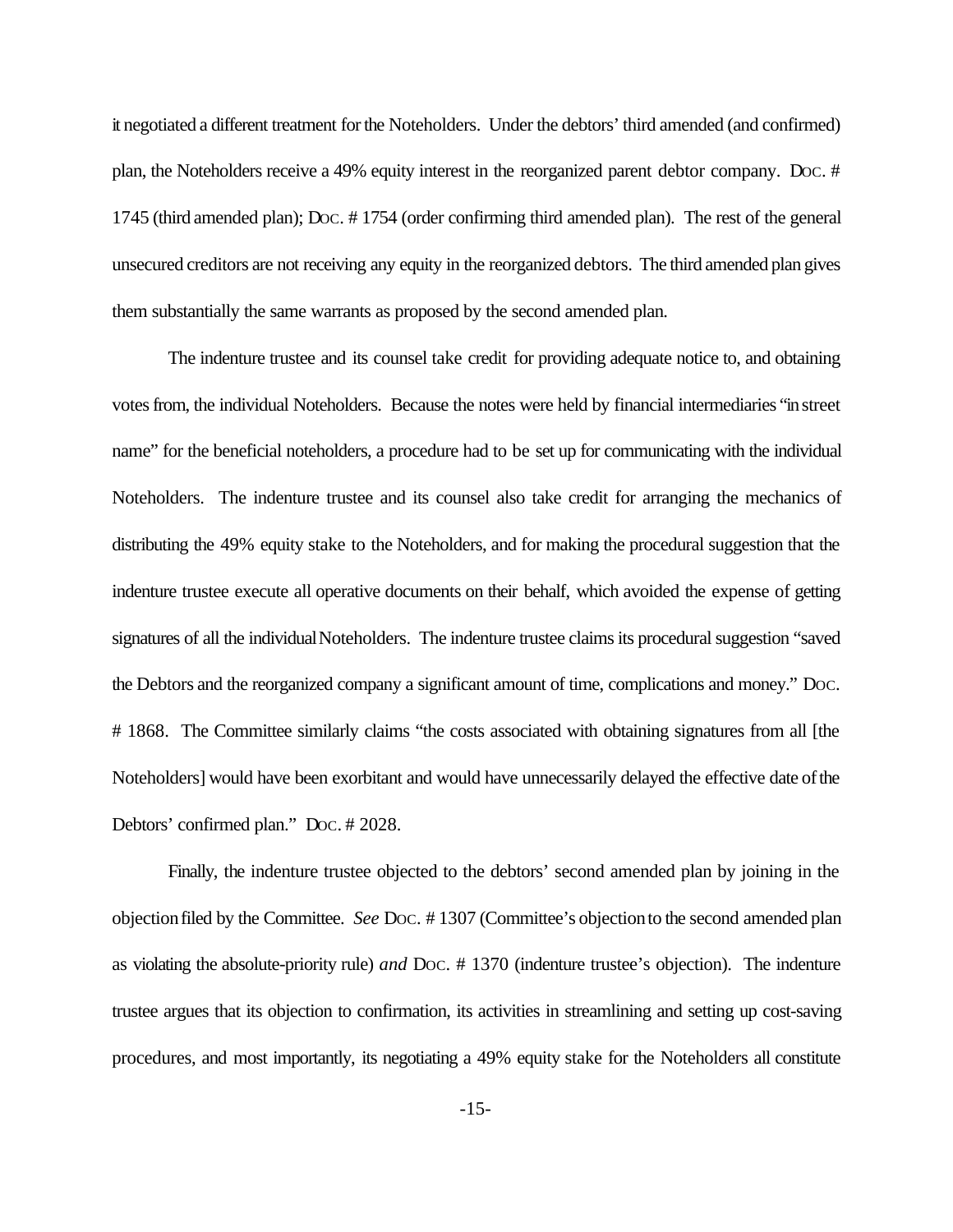it negotiated a different treatment for the Noteholders. Under the debtors' third amended (and confirmed) plan, the Noteholders receive a 49% equity interest in the reorganized parent debtor company. DOC. # 1745 (third amended plan); DOC. # 1754 (order confirming third amended plan). The rest of the general unsecured creditors are not receiving any equity in the reorganized debtors. The third amended plan gives them substantially the same warrants as proposed by the second amended plan.

The indenture trustee and its counsel take credit for providing adequate notice to, and obtaining votes from, the individual Noteholders. Because the notes were held by financial intermediaries "in street name" for the beneficial noteholders, a procedure had to be set up for communicating with the individual Noteholders. The indenture trustee and its counsel also take credit for arranging the mechanics of distributing the 49% equity stake to the Noteholders, and for making the procedural suggestion that the indenture trustee execute all operative documents on their behalf, which avoided the expense of getting signatures of all the individual Noteholders. The indenture trustee claims its procedural suggestion "saved the Debtors and the reorganized company a significant amount of time, complications and money." DOC. # 1868. The Committee similarly claims "the costs associated with obtaining signatures from all [the Noteholders] would have been exorbitant and would have unnecessarily delayed the effective date of the Debtors' confirmed plan." DOC. # 2028.

Finally, the indenture trustee objected to the debtors' second amended plan by joining in the objection filed by the Committee. *See* DOC. # 1307 (Committee's objection to the second amended plan as violating the absolute-priority rule) *and* DOC. # 1370 (indenture trustee's objection). The indenture trustee argues that its objection to confirmation, its activities in streamlining and setting up cost-saving procedures, and most importantly, its negotiating a 49% equity stake for the Noteholders all constitute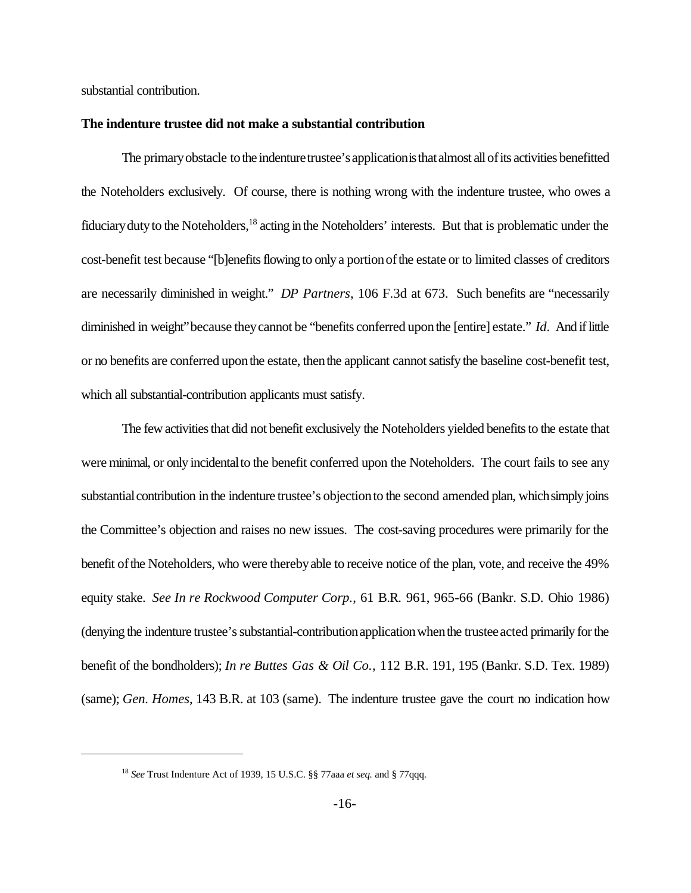substantial contribution.

**The indenture trustee did not make a substantial contribution**

The primary obstacle to the indenture trustee's application is that almost all of its activities benefitted the Noteholders exclusively. Of course, there is nothing wrong with the indenture trustee, who owes a fiduciary duty to the Noteholders,[18] acting in the Noteholders' interests. But that is problematic under the cost-benefit test because "[b]enefits flowing to only a portion of the estate or to limited classes of creditors are necessarily diminished in weight." *DP Partners*, 106 F.3d at 673. Such benefits are "necessarily diminished in weight" because they cannot be "benefits conferred upon the [entire] estate." *Id*. And if little or no benefits are conferred upon the estate, then the applicant cannot satisfy the baseline cost-benefit test, which all substantial-contribution applicants must satisfy.

The few activities that did not benefit exclusively the Noteholders yielded benefits to the estate that were minimal, or only incidental to the benefit conferred upon the Noteholders. The court fails to see any substantial contribution in the indenture trustee's objection to the second amended plan, which simply joins the Committee's objection and raises no new issues. The cost-saving procedures were primarily for the benefit of the Noteholders, who were thereby able to receive notice of the plan, vote, and receive the 49% equity stake. *See In re Rockwood Computer Corp.*, 61 B.R. 961, 965-66 (Bankr. S.D. Ohio 1986) (denying the indenture trustee's substantial-contribution application when the trustee acted primarily for the benefit of the bondholders); *In re Buttes Gas & Oil Co.*, 112 B.R. 191, 195 (Bankr. S.D. Tex. 1989) (same); *Gen. Homes*, 143 B.R. at 103 (same). The indenture trustee gave the court no indication how

---

[18] *See* Trust Indenture Act of 1939, 15 U.S.C. §§ 77aaa *et seq.* and § 77qqq.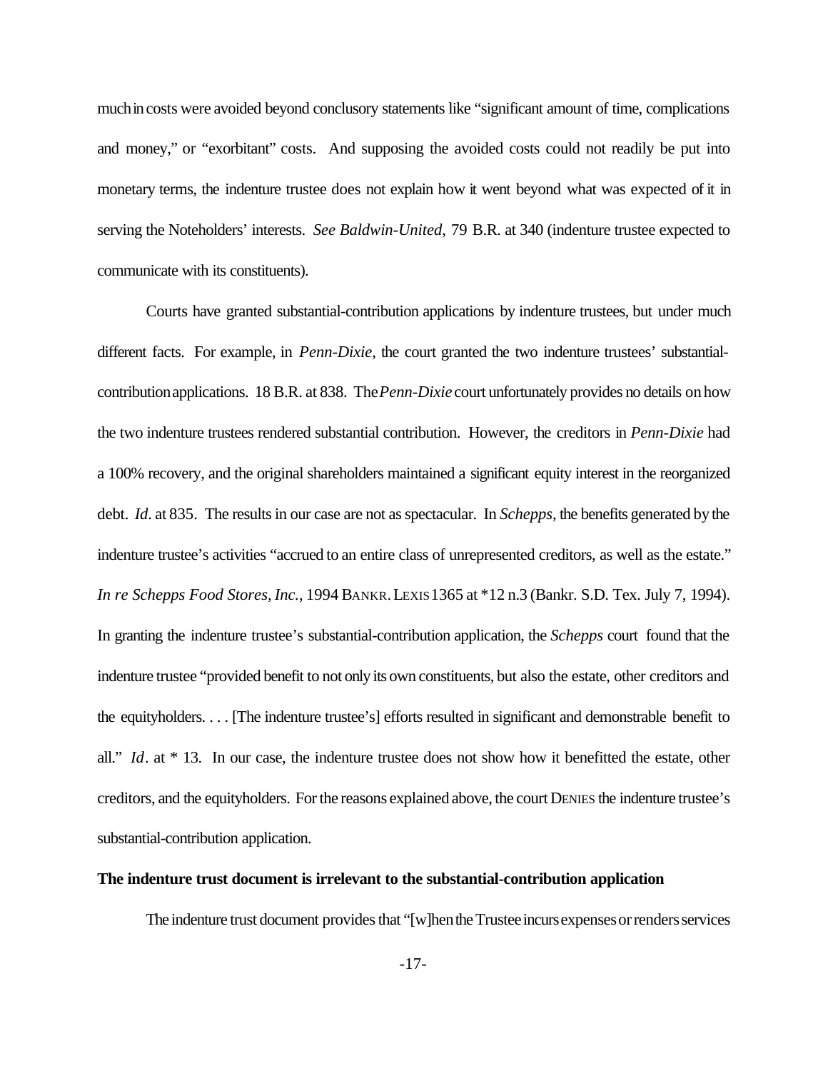much in costs were avoided beyond conclusory statements like "significant amount of time, complications and money," or "exorbitant" costs. And supposing the avoided costs could not readily be put into monetary terms, the indenture trustee does not explain how it went beyond what was expected of it in serving the Noteholders' interests. *See Baldwin-United*, 79 B.R. at 340 (indenture trustee expected to communicate with its constituents).

Courts have granted substantial-contribution applications by indenture trustees, but under much different facts. For example, in *Penn-Dixie*, the court granted the two indenture trustees' substantial-contribution applications. 18 B.R. at 838. The *Penn-Dixie* court unfortunately provides no details on how the two indenture trustees rendered substantial contribution. However, the creditors in *Penn-Dixie* had a 100% recovery, and the original shareholders maintained a significant equity interest in the reorganized debt. *Id*. at 835. The results in our case are not as spectacular. In *Schepps*, the benefits generated by the indenture trustee's activities "accrued to an entire class of unrepresented creditors, as well as the estate." *In re Schepps Food Stores, Inc.*, 1994 BANKR. LEXIS 1365 at *12 n.3 (Bankr. S.D. Tex. July 7, 1994). In granting the indenture trustee's substantial-contribution application, the *Schepps* court found that the indenture trustee "provided benefit to not only its own constituents, but also the estate, other creditors and the equityholders. . . . [The indenture trustee's] efforts resulted in significant and demonstrable benefit to all." *Id*. at * 13. In our case, the indenture trustee does not show how it benefitted the estate, other creditors, and the equityholders. For the reasons explained above, the court DENIES the indenture trustee's substantial-contribution application.

**The indenture trust document is irrelevant to the substantial-contribution application**

The indenture trust document provides that "[w]hen the Trustee incurs expenses or renders services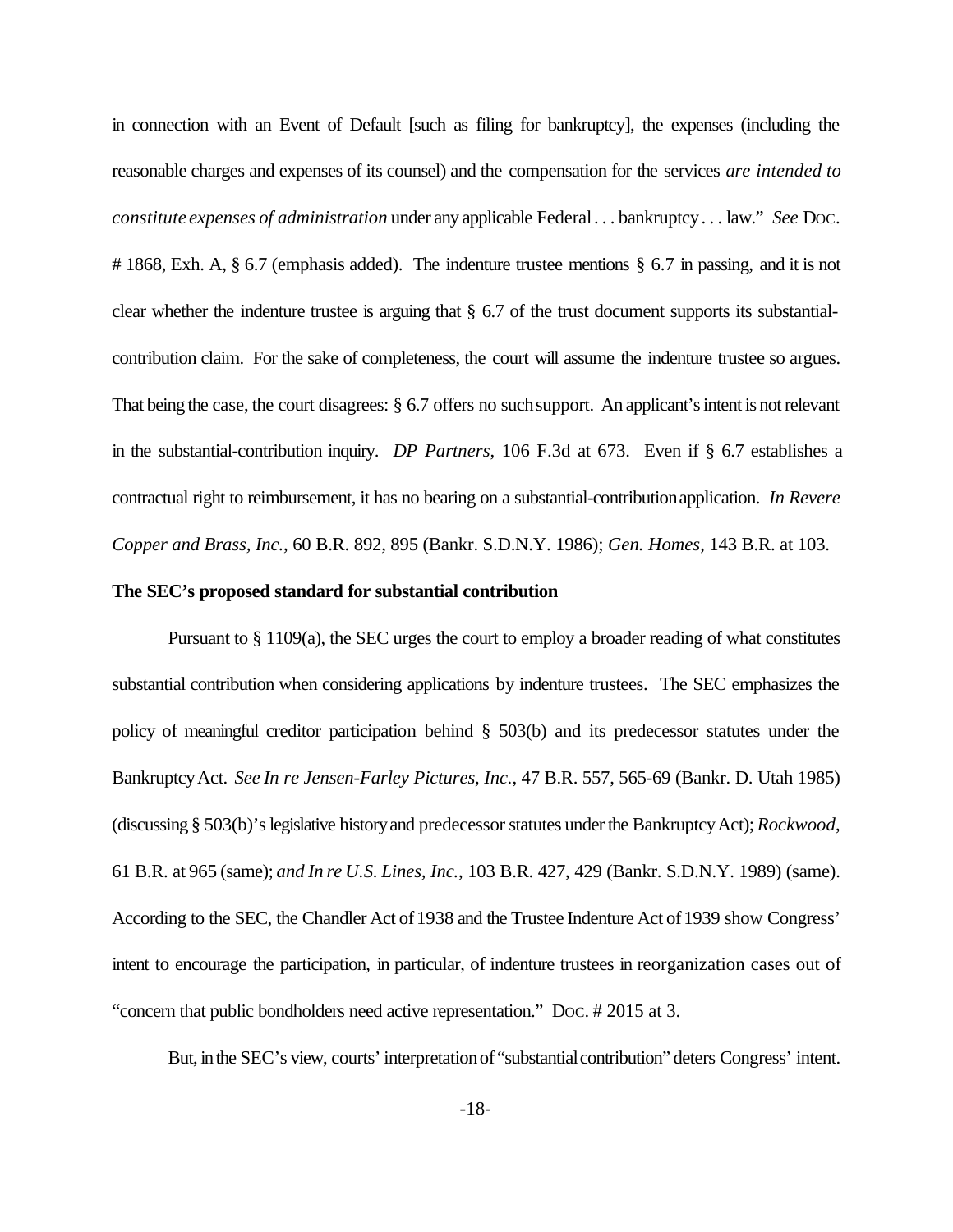in connection with an Event of Default [such as filing for bankruptcy], the expenses (including the reasonable charges and expenses of its counsel) and the compensation for the services *are intended to constitute expenses of administration* under any applicable Federal . . . bankruptcy . . . law." *See* DOC. # 1868, Exh. A, § 6.7 (emphasis added). The indenture trustee mentions § 6.7 in passing, and it is not clear whether the indenture trustee is arguing that § 6.7 of the trust document supports its substantial-contribution claim. For the sake of completeness, the court will assume the indenture trustee so argues. That being the case, the court disagrees: § 6.7 offers no such support. An applicant's intent is not relevant in the substantial-contribution inquiry. *DP Partners*, 106 F.3d at 673. Even if § 6.7 establishes a contractual right to reimbursement, it has no bearing on a substantial-contribution application. *In Revere Copper and Brass, Inc.*, 60 B.R. 892, 895 (Bankr. S.D.N.Y. 1986); *Gen. Homes*, 143 B.R. at 103.

**The SEC's proposed standard for substantial contribution**

Pursuant to § 1109(a), the SEC urges the court to employ a broader reading of what constitutes substantial contribution when considering applications by indenture trustees. The SEC emphasizes the policy of meaningful creditor participation behind § 503(b) and its predecessor statutes under the Bankruptcy Act. *See In re Jensen-Farley Pictures, Inc.*, 47 B.R. 557, 565-69 (Bankr. D. Utah 1985) (discussing § 503(b)'s legislative history and predecessor statutes under the Bankruptcy Act); *Rockwood*, 61 B.R. at 965 (same); *and In re U.S. Lines, Inc.*, 103 B.R. 427, 429 (Bankr. S.D.N.Y. 1989) (same). According to the SEC, the Chandler Act of 1938 and the Trustee Indenture Act of 1939 show Congress' intent to encourage the participation, in particular, of indenture trustees in reorganization cases out of "concern that public bondholders need active representation." DOC. # 2015 at 3.

But, in the SEC's view, courts' interpretation of "substantial contribution" deters Congress' intent.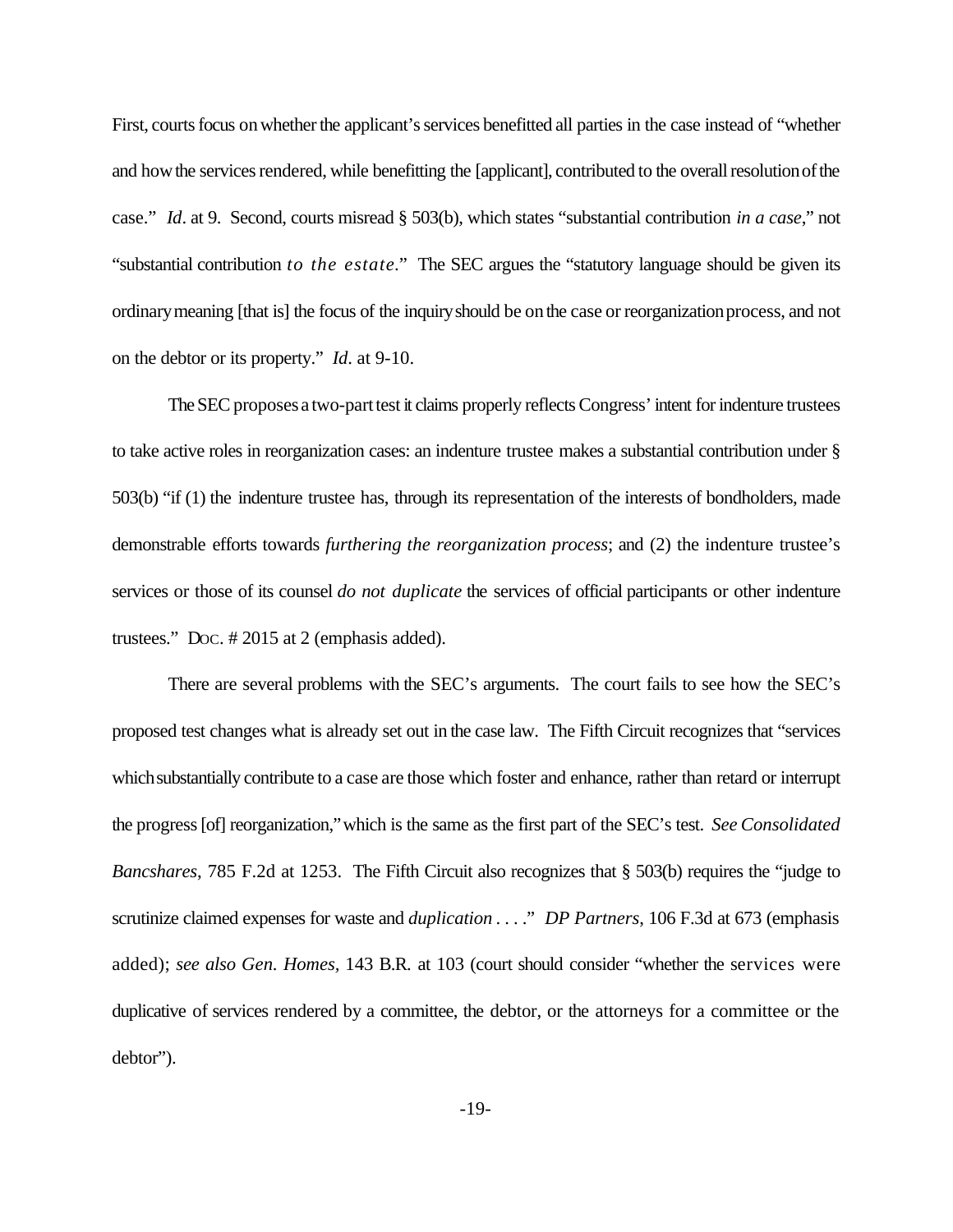First, courts focus on whether the applicant's services benefitted all parties in the case instead of "whether and how the services rendered, while benefitting the [applicant], contributed to the overall resolution of the case." *Id*. at 9. Second, courts misread § 503(b), which states "substantial contribution *in a case*," not "substantial contribution *to the estate*." The SEC argues the "statutory language should be given its ordinary meaning [that is] the focus of the inquiry should be on the case or reorganization process, and not on the debtor or its property." *Id*. at 9-10.

The SEC proposes a two-part test it claims properly reflects Congress' intent for indenture trustees to take active roles in reorganization cases: an indenture trustee makes a substantial contribution under § 503(b) "if (1) the indenture trustee has, through its representation of the interests of bondholders, made demonstrable efforts towards *furthering the reorganization process*; and (2) the indenture trustee's services or those of its counsel *do not duplicate* the services of official participants or other indenture trustees." DOC. # 2015 at 2 (emphasis added).

There are several problems with the SEC's arguments. The court fails to see how the SEC's proposed test changes what is already set out in the case law. The Fifth Circuit recognizes that "services which substantially contribute to a case are those which foster and enhance, rather than retard or interrupt the progress [of] reorganization," which is the same as the first part of the SEC's test. *See Consolidated Bancshares*, 785 F.2d at 1253. The Fifth Circuit also recognizes that § 503(b) requires the "judge to scrutinize claimed expenses for waste and *duplication* . . . ." *DP Partners*, 106 F.3d at 673 (emphasis added); *see also Gen. Homes*, 143 B.R. at 103 (court should consider "whether the services were duplicative of services rendered by a committee, the debtor, or the attorneys for a committee or the debtor").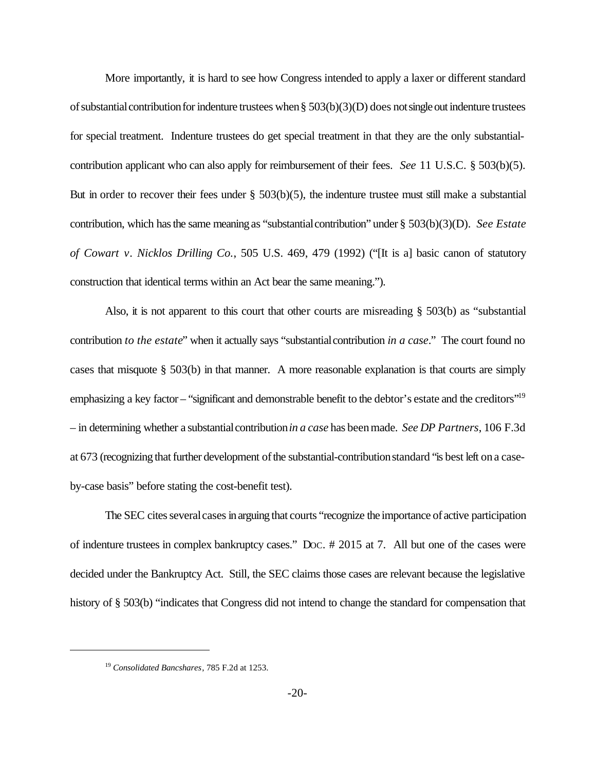More importantly, it is hard to see how Congress intended to apply a laxer or different standard of substantial contribution for indenture trustees when § 503(b)(3)(D) does not single out indenture trustees for special treatment. Indenture trustees do get special treatment in that they are the only substantial-contribution applicant who can also apply for reimbursement of their fees. *See* 11 U.S.C. § 503(b)(5). But in order to recover their fees under § 503(b)(5), the indenture trustee must still make a substantial contribution, which has the same meaning as "substantial contribution" under § 503(b)(3)(D). *See Estate of Cowart v. Nicklos Drilling Co.*, 505 U.S. 469, 479 (1992) ("[It is a] basic canon of statutory construction that identical terms within an Act bear the same meaning.").

Also, it is not apparent to this court that other courts are misreading § 503(b) as "substantial contribution *to the estate*" when it actually says "substantial contribution *in a case*." The court found no cases that misquote § 503(b) in that manner. A more reasonable explanation is that courts are simply emphasizing a key factor – "significant and demonstrable benefit to the debtor's estate and the creditors"[19] – in determining whether a substantial contribution *in a case* has been made. *See DP Partners*, 106 F.3d at 673 (recognizing that further development of the substantial-contribution standard "is best left on a case-by-case basis" before stating the cost-benefit test).

The SEC cites several cases in arguing that courts "recognize the importance of active participation of indenture trustees in complex bankruptcy cases." DOC. # 2015 at 7. All but one of the cases were decided under the Bankruptcy Act. Still, the SEC claims those cases are relevant because the legislative history of § 503(b) "indicates that Congress did not intend to change the standard for compensation that

[19] *Consolidated Bancshares*, 785 F.2d at 1253.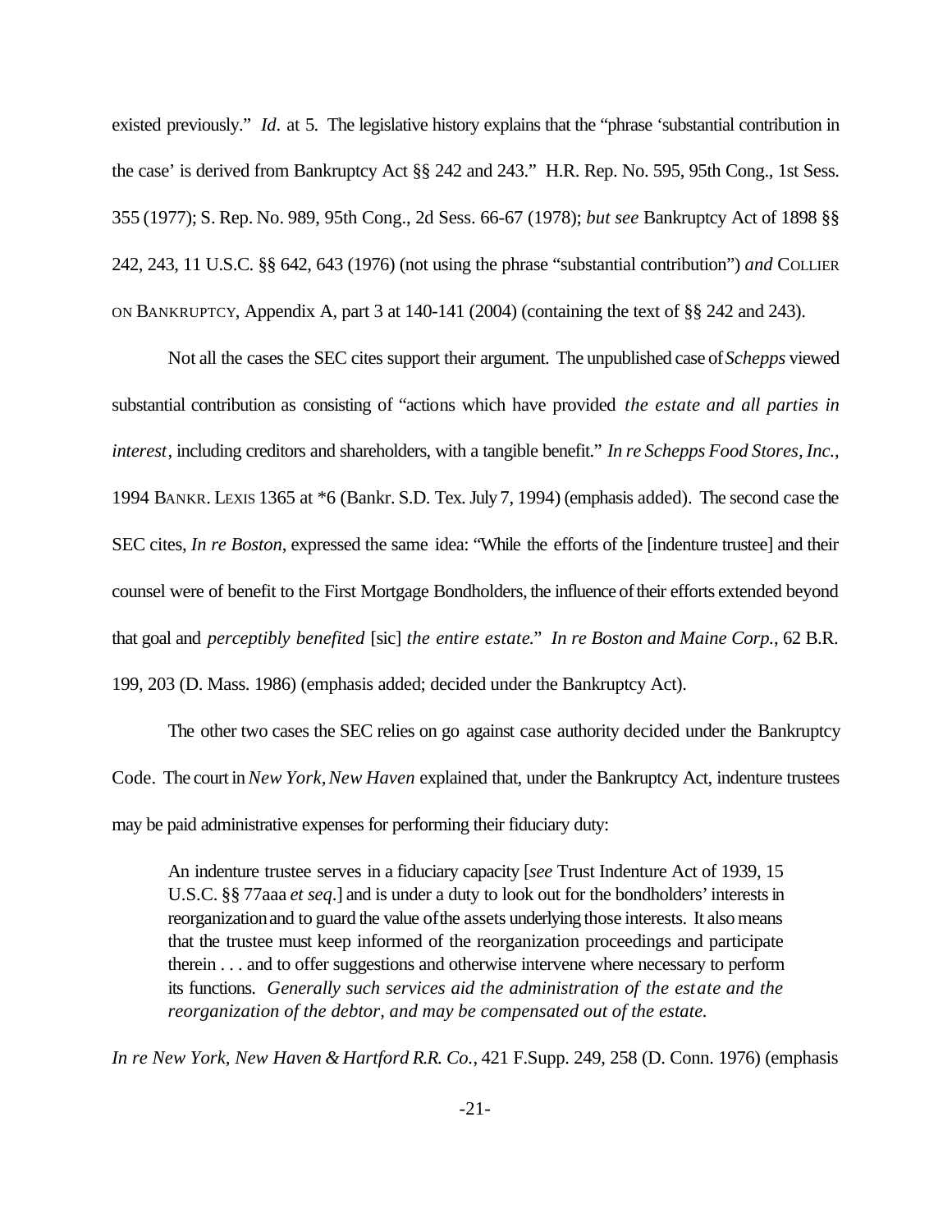existed previously." *Id*. at 5. The legislative history explains that the "phrase 'substantial contribution in the case' is derived from Bankruptcy Act §§ 242 and 243." H.R. Rep. No. 595, 95th Cong., 1st Sess. 355 (1977); S. Rep. No. 989, 95th Cong., 2d Sess. 66-67 (1978); *but see* Bankruptcy Act of 1898 §§ 242, 243, 11 U.S.C. §§ 642, 643 (1976) (not using the phrase "substantial contribution") *and* COLLIER ON BANKRUPTCY, Appendix A, part 3 at 140-141 (2004) (containing the text of §§ 242 and 243).

Not all the cases the SEC cites support their argument. The unpublished case of *Schepps* viewed substantial contribution as consisting of "actions which have provided *the estate and all parties in interest*, including creditors and shareholders, with a tangible benefit." *In re Schepps Food Stores, Inc.*, 1994 BANKR. LEXIS 1365 at *6 (Bankr. S.D. Tex. July 7, 1994) (emphasis added). The second case the SEC cites, *In re Boston*, expressed the same idea: "While the efforts of the [indenture trustee] and their counsel were of benefit to the First Mortgage Bondholders, the influence of their efforts extended beyond that goal and *perceptibly benefited* [sic] *the entire estate*." *In re Boston and Maine Corp.*, 62 B.R. 199, 203 (D. Mass. 1986) (emphasis added; decided under the Bankruptcy Act).

The other two cases the SEC relies on go against case authority decided under the Bankruptcy Code. The court in *New York, New Haven* explained that, under the Bankruptcy Act, indenture trustees may be paid administrative expenses for performing their fiduciary duty:

> An indenture trustee serves in a fiduciary capacity [*see* Trust Indenture Act of 1939, 15 U.S.C. §§ 77aaa *et seq*.] and is under a duty to look out for the bondholders' interests in reorganization and to guard the value of the assets underlying those interests. It also means that the trustee must keep informed of the reorganization proceedings and participate therein . . . and to offer suggestions and otherwise intervene where necessary to perform its functions. *Generally such services aid the administration of the estate and the reorganization of the debtor, and may be compensated out of the estate.*

*In re New York, New Haven & Hartford R.R. Co.*, 421 F.Supp. 249, 258 (D. Conn. 1976) (emphasis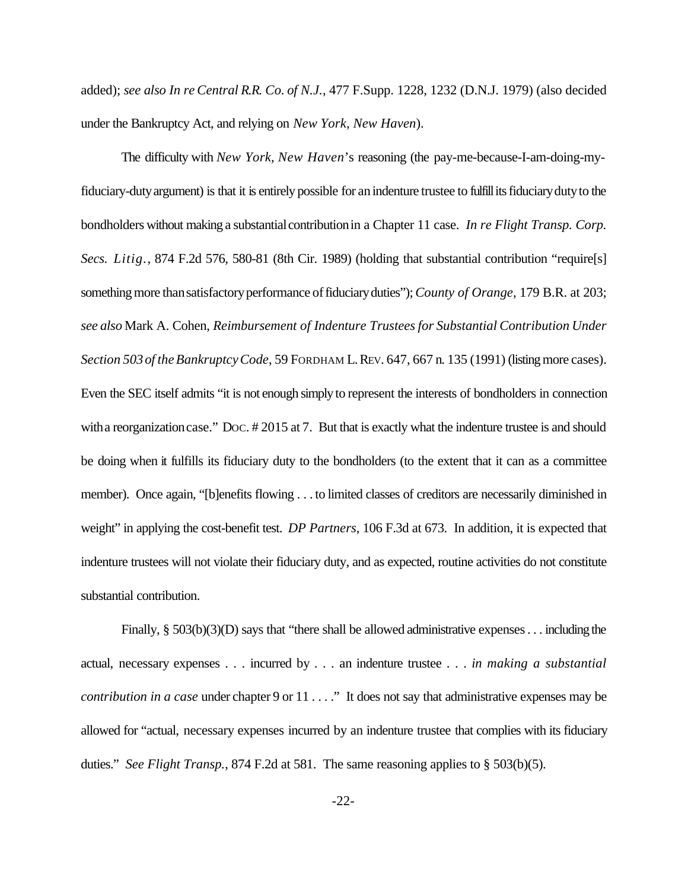added); *see also In re Central R.R. Co. of N.J.*, 477 F.Supp. 1228, 1232 (D.N.J. 1979) (also decided under the Bankruptcy Act, and relying on *New York, New Haven*).

The difficulty with *New York, New Haven*'s reasoning (the pay-me-because-I-am-doing-my-fiduciary-duty argument) is that it is entirely possible for an indenture trustee to fulfill its fiduciary duty to the bondholders without making a substantial contribution in a Chapter 11 case. *In re Flight Transp. Corp. Secs. Litig.*, 874 F.2d 576, 580-81 (8th Cir. 1989) (holding that substantial contribution "require[s] something more than satisfactory performance of fiduciary duties"); *County of Orange*, 179 B.R. at 203; *see also* Mark A. Cohen, *Reimbursement of Indenture Trustees for Substantial Contribution Under Section 503 of the Bankruptcy Code*, 59 FORDHAM L. REV. 647, 667 n. 135 (1991) (listing more cases). Even the SEC itself admits "it is not enough simply to represent the interests of bondholders in connection with a reorganization case." DOC. # 2015 at 7. But that is exactly what the indenture trustee is and should be doing when it fulfills its fiduciary duty to the bondholders (to the extent that it can as a committee member). Once again, "[b]enefits flowing . . . to limited classes of creditors are necessarily diminished in weight" in applying the cost-benefit test. *DP Partners*, 106 F.3d at 673. In addition, it is expected that indenture trustees will not violate their fiduciary duty, and as expected, routine activities do not constitute substantial contribution.

Finally, § 503(b)(3)(D) says that "there shall be allowed administrative expenses . . . including the actual, necessary expenses . . . incurred by . . . an indenture trustee . . . *in making a substantial contribution in a case* under chapter 9 or 11 . . . ." It does not say that administrative expenses may be allowed for "actual, necessary expenses incurred by an indenture trustee that complies with its fiduciary duties." *See Flight Transp.*, 874 F.2d at 581. The same reasoning applies to § 503(b)(5).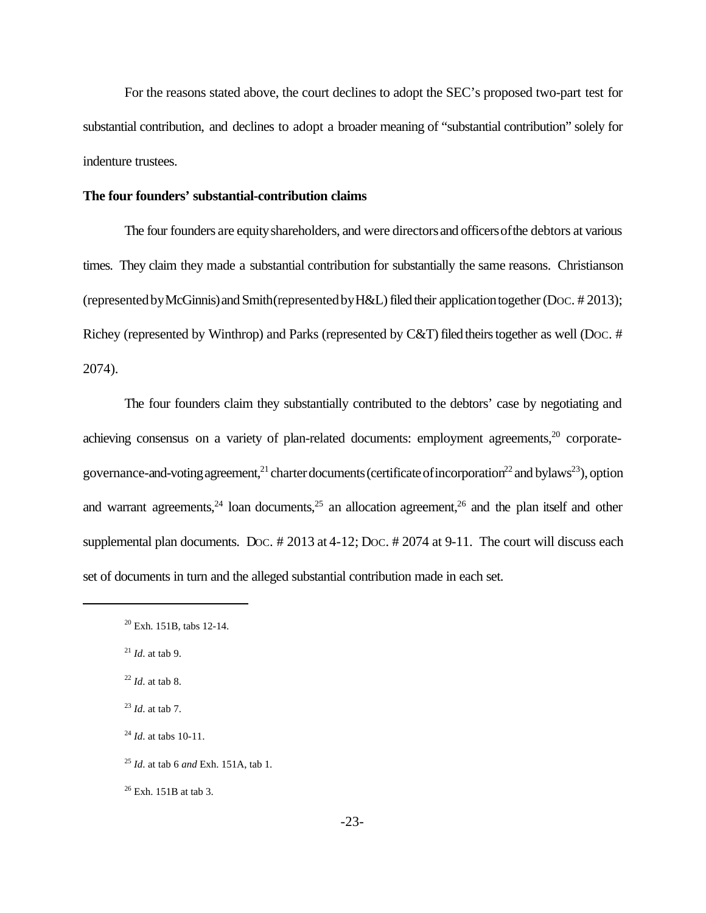For the reasons stated above, the court declines to adopt the SEC's proposed two-part test for substantial contribution, and declines to adopt a broader meaning of "substantial contribution" solely for indenture trustees.

**The four founders' substantial-contribution claims**

The four founders are equity shareholders, and were directors and officers of the debtors at various times. They claim they made a substantial contribution for substantially the same reasons. Christianson (represented by McGinnis) and Smith (represented by H&L) filed their application together (DOC. # 2013); Richey (represented by Winthrop) and Parks (represented by C&T) filed theirs together as well (DOC. # 2074).

The four founders claim they substantially contributed to the debtors' case by negotiating and achieving consensus on a variety of plan-related documents: employment agreements,[20] corporate-governance-and-voting agreement,[21] charter documents (certificate of incorporation[22] and bylaws[23]), option and warrant agreements,[24] loan documents,[25] an allocation agreement,[26] and the plan itself and other supplemental plan documents. DOC. # 2013 at 4-12; DOC. # 2074 at 9-11. The court will discuss each set of documents in turn and the alleged substantial contribution made in each set.

---

[20] Exh. 151B, tabs 12-14.

[21] *Id*. at tab 9.

[22] *Id*. at tab 8.

[23] *Id*. at tab 7.

[24] *Id*. at tabs 10-11.

[25] *Id*. at tab 6 *and* Exh. 151A, tab 1.

[26] Exh. 151B at tab 3.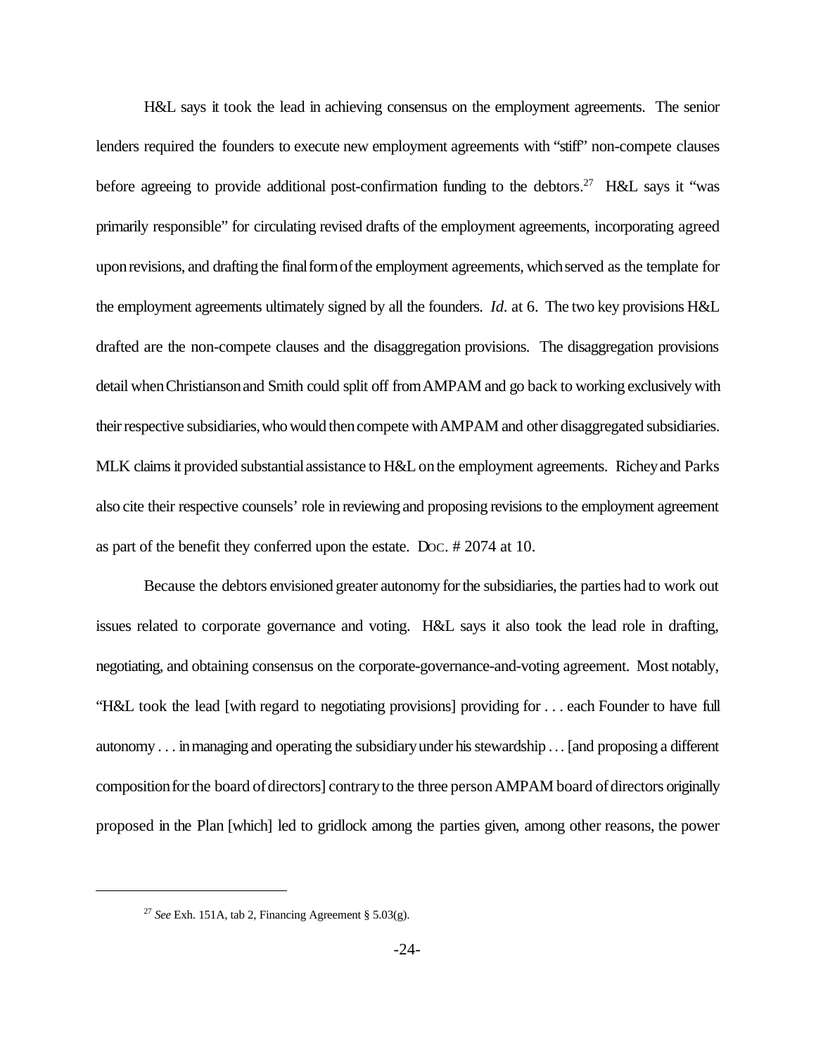H&L says it took the lead in achieving consensus on the employment agreements. The senior lenders required the founders to execute new employment agreements with "stiff" non-compete clauses before agreeing to provide additional post-confirmation funding to the debtors.[27] H&L says it "was primarily responsible" for circulating revised drafts of the employment agreements, incorporating agreed upon revisions, and drafting the final form of the employment agreements, which served as the template for the employment agreements ultimately signed by all the founders. *Id*. at 6. The two key provisions H&L drafted are the non-compete clauses and the disaggregation provisions. The disaggregation provisions detail when Christianson and Smith could split off from AMPAM and go back to working exclusively with their respective subsidiaries, who would then compete with AMPAM and other disaggregated subsidiaries. MLK claims it provided substantial assistance to H&L on the employment agreements. Richey and Parks also cite their respective counsels' role in reviewing and proposing revisions to the employment agreement as part of the benefit they conferred upon the estate. DOC. # 2074 at 10.

Because the debtors envisioned greater autonomy for the subsidiaries, the parties had to work out issues related to corporate governance and voting. H&L says it also took the lead role in drafting, negotiating, and obtaining consensus on the corporate-governance-and-voting agreement. Most notably, "H&L took the lead [with regard to negotiating provisions] providing for . . . each Founder to have full autonomy . . . in managing and operating the subsidiary under his stewardship . . . [and proposing a different composition for the board of directors] contrary to the three person AMPAM board of directors originally proposed in the Plan [which] led to gridlock among the parties given, among other reasons, the power

[27] *See* Exh. 151A, tab 2, Financing Agreement § 5.03(g).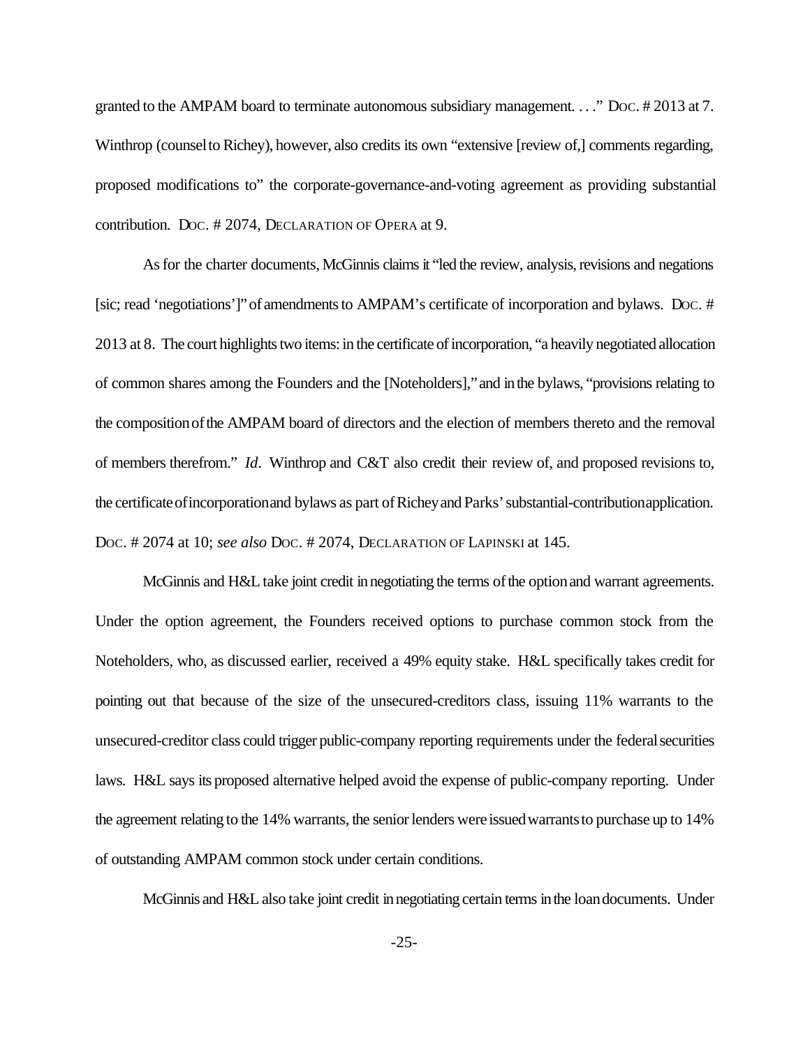granted to the AMPAM board to terminate autonomous subsidiary management. . . ." DOC. # 2013 at 7. Winthrop (counsel to Richey), however, also credits its own "extensive [review of,] comments regarding, proposed modifications to" the corporate-governance-and-voting agreement as providing substantial contribution. DOC. # 2074, DECLARATION OF OPERA at 9.

As for the charter documents, McGinnis claims it "led the review, analysis, revisions and negations [sic; read 'negotiations']" of amendments to AMPAM's certificate of incorporation and bylaws. DOC. # 2013 at 8. The court highlights two items: in the certificate of incorporation, "a heavily negotiated allocation of common shares among the Founders and the [Noteholders]," and in the bylaws, "provisions relating to the composition of the AMPAM board of directors and the election of members thereto and the removal of members therefrom." *Id*. Winthrop and C&T also credit their review of, and proposed revisions to, the certificate of incorporation and bylaws as part of Richey and Parks' substantial-contribution application. DOC. # 2074 at 10; *see also* DOC. # 2074, DECLARATION OF LAPINSKI at 145.

McGinnis and H&L take joint credit in negotiating the terms of the option and warrant agreements. Under the option agreement, the Founders received options to purchase common stock from the Noteholders, who, as discussed earlier, received a 49% equity stake. H&L specifically takes credit for pointing out that because of the size of the unsecured-creditors class, issuing 11% warrants to the unsecured-creditor class could trigger public-company reporting requirements under the federal securities laws. H&L says its proposed alternative helped avoid the expense of public-company reporting. Under the agreement relating to the 14% warrants, the senior lenders were issued warrants to purchase up to 14% of outstanding AMPAM common stock under certain conditions.

McGinnis and H&L also take joint credit in negotiating certain terms in the loan documents. Under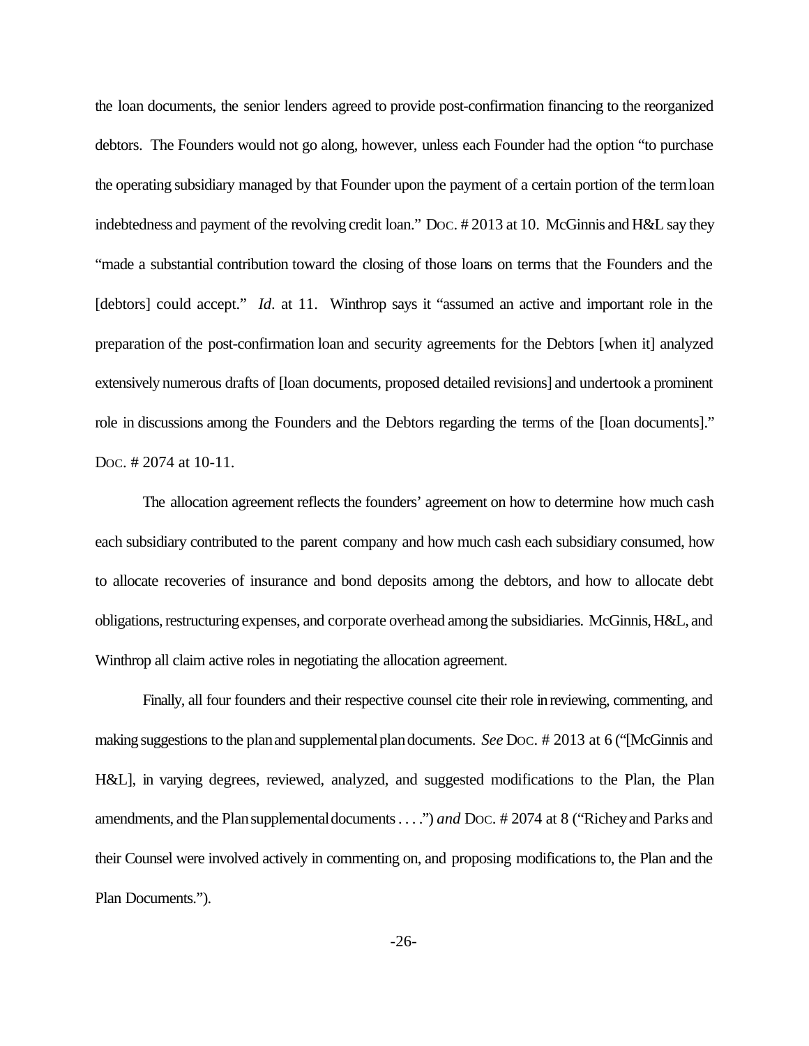the loan documents, the senior lenders agreed to provide post-confirmation financing to the reorganized debtors. The Founders would not go along, however, unless each Founder had the option "to purchase the operating subsidiary managed by that Founder upon the payment of a certain portion of the term loan indebtedness and payment of the revolving credit loan." DOC. # 2013 at 10. McGinnis and H&L say they "made a substantial contribution toward the closing of those loans on terms that the Founders and the [debtors] could accept." *Id*. at 11. Winthrop says it "assumed an active and important role in the preparation of the post-confirmation loan and security agreements for the Debtors [when it] analyzed extensively numerous drafts of [loan documents, proposed detailed revisions] and undertook a prominent role in discussions among the Founders and the Debtors regarding the terms of the [loan documents]." DOC. # 2074 at 10-11.

The allocation agreement reflects the founders' agreement on how to determine how much cash each subsidiary contributed to the parent company and how much cash each subsidiary consumed, how to allocate recoveries of insurance and bond deposits among the debtors, and how to allocate debt obligations, restructuring expenses, and corporate overhead among the subsidiaries. McGinnis, H&L, and Winthrop all claim active roles in negotiating the allocation agreement.

Finally, all four founders and their respective counsel cite their role in reviewing, commenting, and making suggestions to the plan and supplemental plan documents. *See* DOC. # 2013 at 6 ("[McGinnis and H&L], in varying degrees, reviewed, analyzed, and suggested modifications to the Plan, the Plan amendments, and the Plan supplemental documents . . . .") *and* DOC. # 2074 at 8 ("Richey and Parks and their Counsel were involved actively in commenting on, and proposing modifications to, the Plan and the Plan Documents.").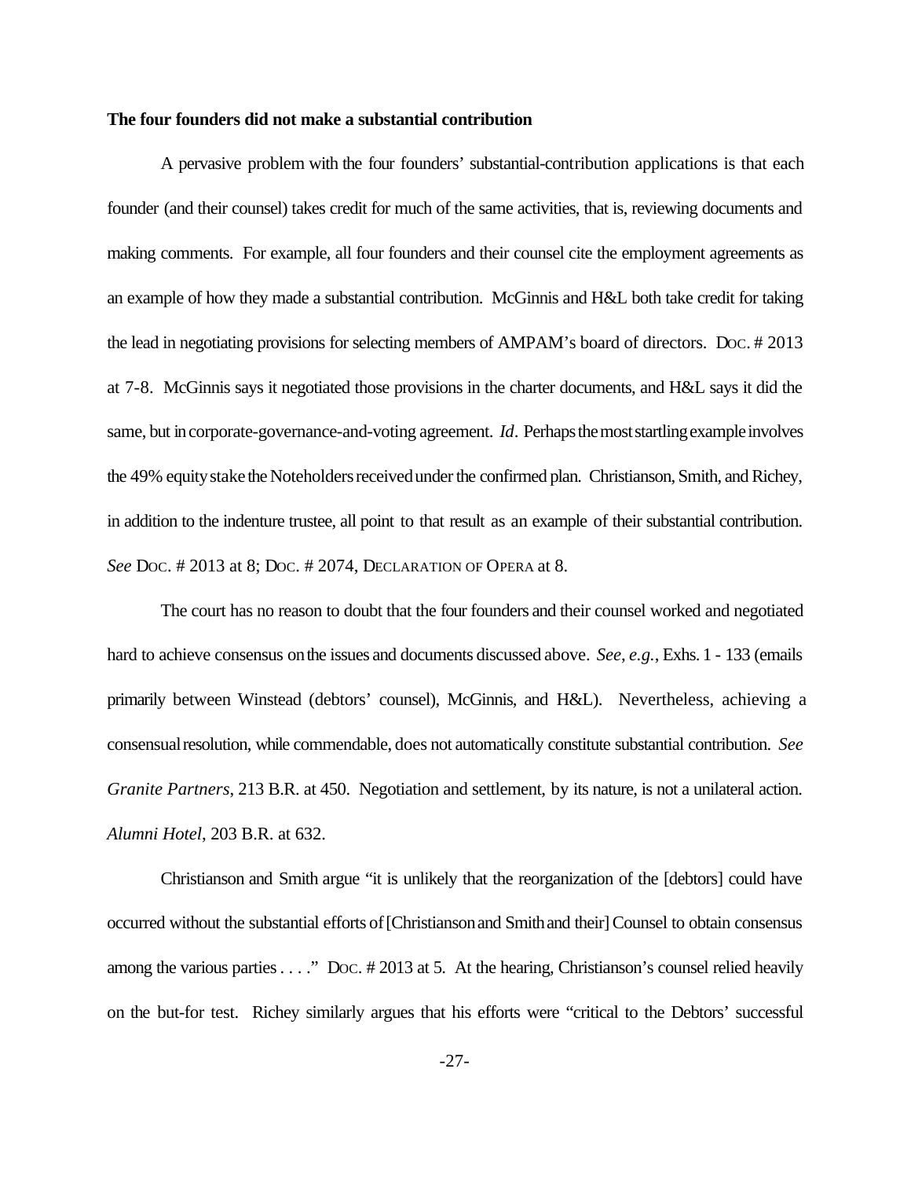**The four founders did not make a substantial contribution**

A pervasive problem with the four founders' substantial-contribution applications is that each founder (and their counsel) takes credit for much of the same activities, that is, reviewing documents and making comments. For example, all four founders and their counsel cite the employment agreements as an example of how they made a substantial contribution. McGinnis and H&L both take credit for taking the lead in negotiating provisions for selecting members of AMPAM's board of directors. DOC. # 2013 at 7-8. McGinnis says it negotiated those provisions in the charter documents, and H&L says it did the same, but in corporate-governance-and-voting agreement. *Id*. Perhaps the most startling example involves the 49% equity stake the Noteholders received under the confirmed plan. Christianson, Smith, and Richey, in addition to the indenture trustee, all point to that result as an example of their substantial contribution. *See* DOC. # 2013 at 8; DOC. # 2074, DECLARATION OF OPERA at 8.

The court has no reason to doubt that the four founders and their counsel worked and negotiated hard to achieve consensus on the issues and documents discussed above. *See, e.g.*, Exhs. 1 - 133 (emails primarily between Winstead (debtors' counsel), McGinnis, and H&L). Nevertheless, achieving a consensual resolution, while commendable, does not automatically constitute substantial contribution. *See Granite Partners*, 213 B.R. at 450. Negotiation and settlement, by its nature, is not a unilateral action. *Alumni Hotel*, 203 B.R. at 632.

Christianson and Smith argue "it is unlikely that the reorganization of the [debtors] could have occurred without the substantial efforts of [Christianson and Smith and their] Counsel to obtain consensus among the various parties . . . ." DOC. # 2013 at 5. At the hearing, Christianson's counsel relied heavily on the but-for test. Richey similarly argues that his efforts were "critical to the Debtors' successful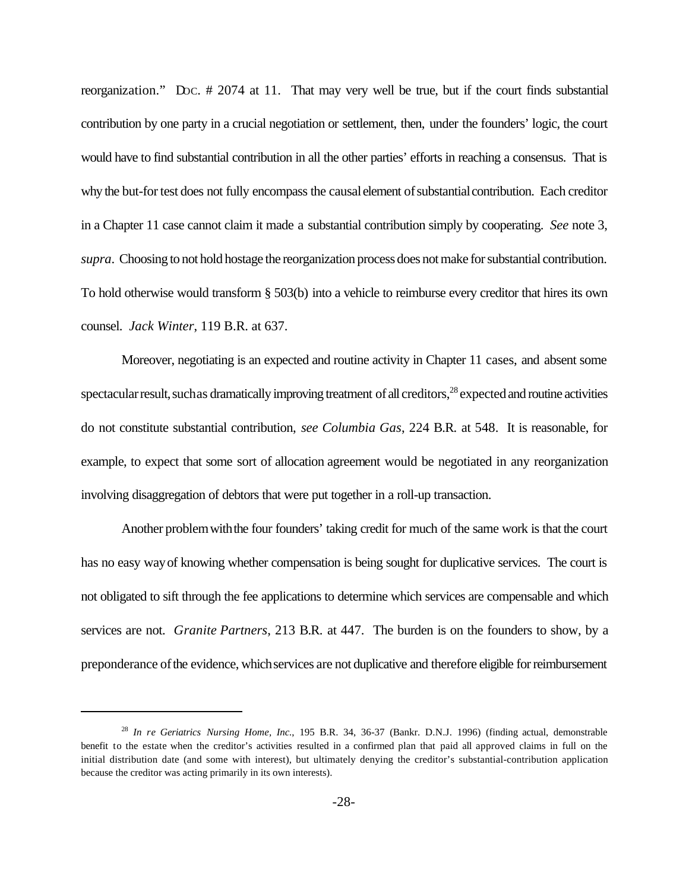reorganization." Doc. # 2074 at 11. That may very well be true, but if the court finds substantial contribution by one party in a crucial negotiation or settlement, then, under the founders' logic, the court would have to find substantial contribution in all the other parties' efforts in reaching a consensus. That is why the but-for test does not fully encompass the causal element of substantial contribution. Each creditor in a Chapter 11 case cannot claim it made a substantial contribution simply by cooperating. *See* note 3, *supra*. Choosing to not hold hostage the reorganization process does not make for substantial contribution. To hold otherwise would transform § 503(b) into a vehicle to reimburse every creditor that hires its own counsel. *Jack Winter*, 119 B.R. at 637.

Moreover, negotiating is an expected and routine activity in Chapter 11 cases, and absent some spectacular result, such as dramatically improving treatment of all creditors,[28] expected and routine activities do not constitute substantial contribution, *see Columbia Gas*, 224 B.R. at 548. It is reasonable, for example, to expect that some sort of allocation agreement would be negotiated in any reorganization involving disaggregation of debtors that were put together in a roll-up transaction.

Another problem with the four founders' taking credit for much of the same work is that the court has no easy way of knowing whether compensation is being sought for duplicative services. The court is not obligated to sift through the fee applications to determine which services are compensable and which services are not. *Granite Partners*, 213 B.R. at 447. The burden is on the founders to show, by a preponderance of the evidence, which services are not duplicative and therefore eligible for reimbursement

---

[28] *In re Geriatrics Nursing Home, Inc.*, 195 B.R. 34, 36-37 (Bankr. D.N.J. 1996) (finding actual, demonstrable benefit to the estate when the creditor's activities resulted in a confirmed plan that paid all approved claims in full on the initial distribution date (and some with interest), but ultimately denying the creditor's substantial-contribution application because the creditor was acting primarily in its own interests).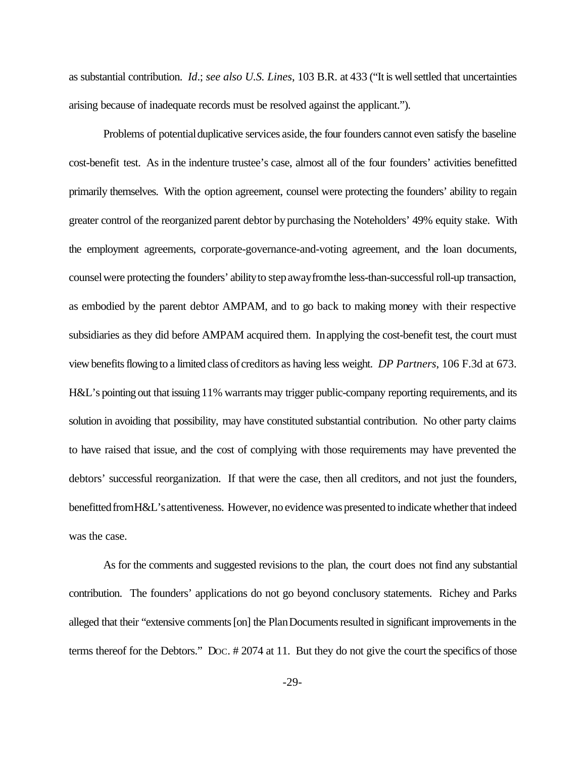as substantial contribution. *Id*.; *see also U.S. Lines*, 103 B.R. at 433 ("It is well settled that uncertainties arising because of inadequate records must be resolved against the applicant.").

Problems of potential duplicative services aside, the four founders cannot even satisfy the baseline cost-benefit test. As in the indenture trustee's case, almost all of the four founders' activities benefitted primarily themselves. With the option agreement, counsel were protecting the founders' ability to regain greater control of the reorganized parent debtor by purchasing the Noteholders' 49% equity stake. With the employment agreements, corporate-governance-and-voting agreement, and the loan documents, counsel were protecting the founders' ability to step away from the less-than-successful roll-up transaction, as embodied by the parent debtor AMPAM, and to go back to making money with their respective subsidiaries as they did before AMPAM acquired them. In applying the cost-benefit test, the court must view benefits flowing to a limited class of creditors as having less weight. *DP Partners*, 106 F.3d at 673. H&L's pointing out that issuing 11% warrants may trigger public-company reporting requirements, and its solution in avoiding that possibility, may have constituted substantial contribution. No other party claims to have raised that issue, and the cost of complying with those requirements may have prevented the debtors' successful reorganization. If that were the case, then all creditors, and not just the founders, benefitted from H&L's attentiveness. However, no evidence was presented to indicate whether that indeed was the case.

As for the comments and suggested revisions to the plan, the court does not find any substantial contribution. The founders' applications do not go beyond conclusory statements. Richey and Parks alleged that their "extensive comments [on] the Plan Documents resulted in significant improvements in the terms thereof for the Debtors." DOC. # 2074 at 11. But they do not give the court the specifics of those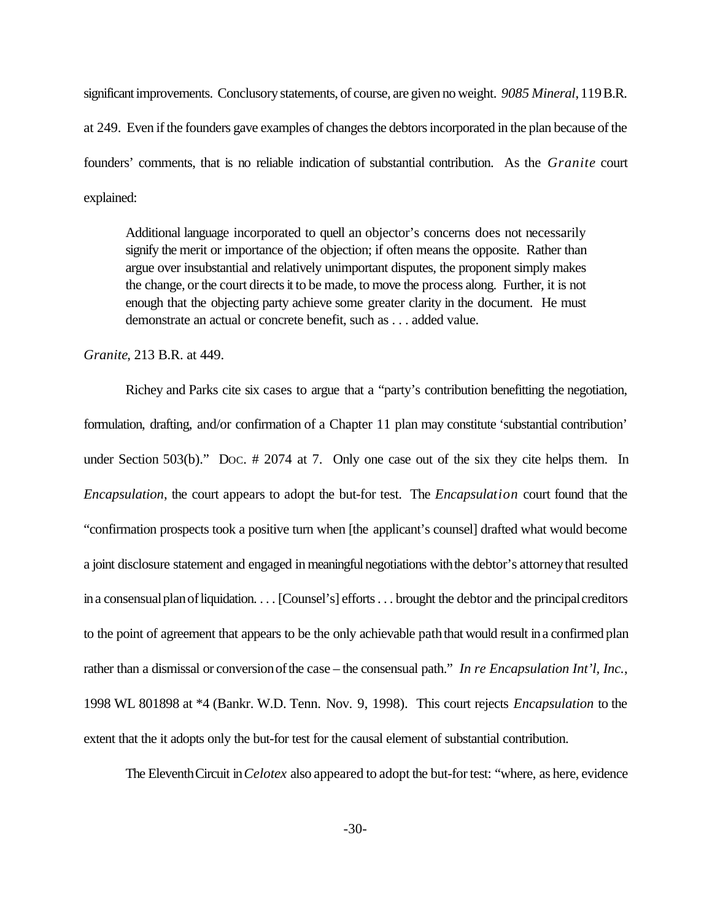significant improvements. Conclusory statements, of course, are given no weight. *9085 Mineral*, 119 B.R. at 249. Even if the founders gave examples of changes the debtors incorporated in the plan because of the founders' comments, that is no reliable indication of substantial contribution. As the *Granite* court explained:

> Additional language incorporated to quell an objector's concerns does not necessarily signify the merit or importance of the objection; if often means the opposite. Rather than argue over insubstantial and relatively unimportant disputes, the proponent simply makes the change, or the court directs it to be made, to move the process along. Further, it is not enough that the objecting party achieve some greater clarity in the document. He must demonstrate an actual or concrete benefit, such as . . . added value.

*Granite*, 213 B.R. at 449.

Richey and Parks cite six cases to argue that a "party's contribution benefitting the negotiation, formulation, drafting, and/or confirmation of a Chapter 11 plan may constitute 'substantial contribution' under Section 503(b)." DOC. # 2074 at 7. Only one case out of the six they cite helps them. In *Encapsulation*, the court appears to adopt the but-for test. The *Encapsulation* court found that the "confirmation prospects took a positive turn when [the applicant's counsel] drafted what would become a joint disclosure statement and engaged in meaningful negotiations with the debtor's attorney that resulted in a consensual plan of liquidation. . . . [Counsel's] efforts . . . brought the debtor and the principal creditors to the point of agreement that appears to be the only achievable path that would result in a confirmed plan rather than a dismissal or conversion of the case – the consensual path." *In re Encapsulation Int'l, Inc.*, 1998 WL 801898 at *4 (Bankr. W.D. Tenn. Nov. 9, 1998). This court rejects *Encapsulation* to the extent that the it adopts only the but-for test for the causal element of substantial contribution.

The Eleventh Circuit in *Celotex* also appeared to adopt the but-for test: "where, as here, evidence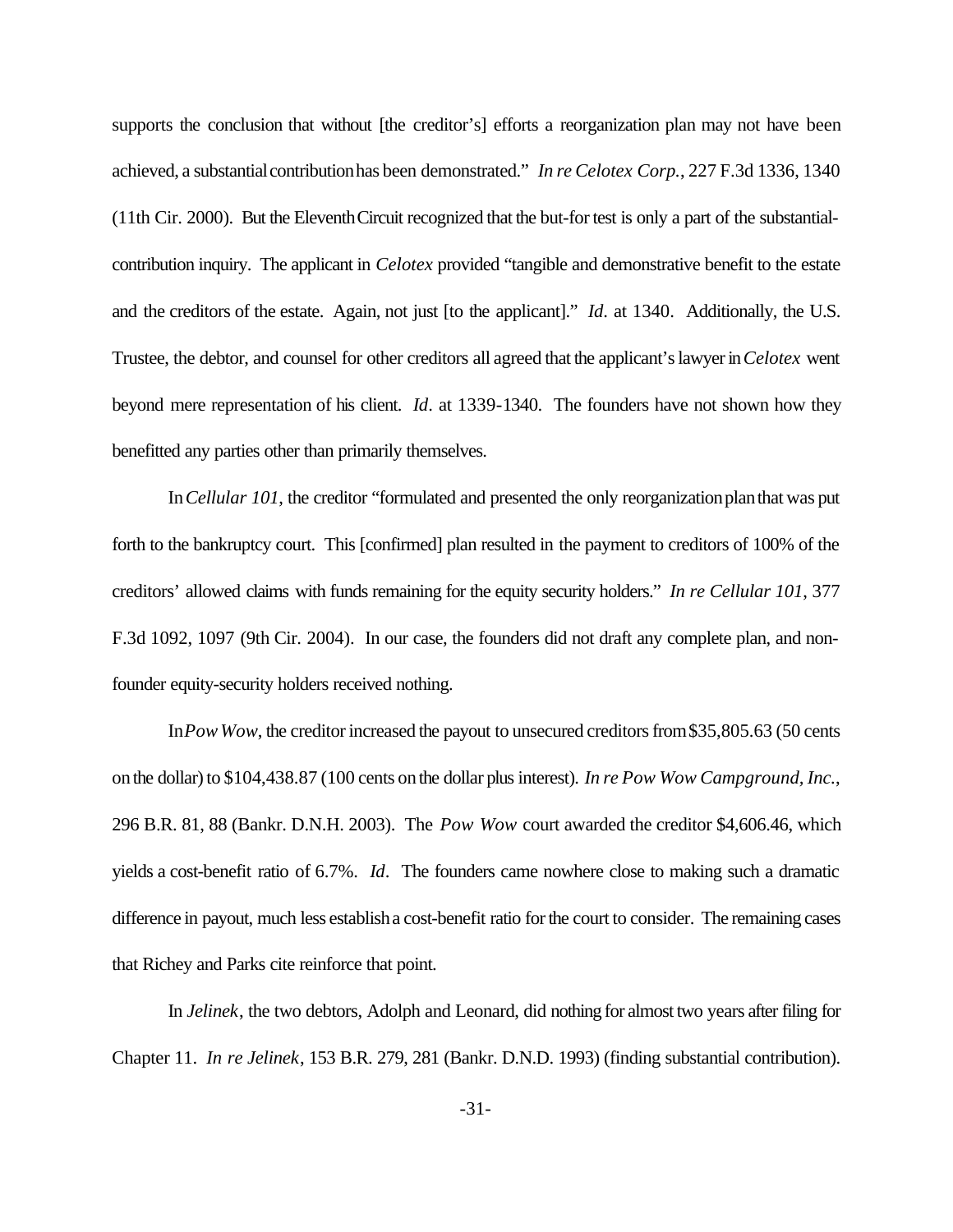supports the conclusion that without [the creditor's] efforts a reorganization plan may not have been achieved, a substantial contribution has been demonstrated." *In re Celotex Corp.*, 227 F.3d 1336, 1340 (11th Cir. 2000). But the Eleventh Circuit recognized that the but-for test is only a part of the substantial-contribution inquiry. The applicant in *Celotex* provided "tangible and demonstrative benefit to the estate and the creditors of the estate. Again, not just [to the applicant]." *Id*. at 1340. Additionally, the U.S. Trustee, the debtor, and counsel for other creditors all agreed that the applicant's lawyer in *Celotex* went beyond mere representation of his client. *Id*. at 1339-1340. The founders have not shown how they benefitted any parties other than primarily themselves.

In *Cellular 101*, the creditor "formulated and presented the only reorganization plan that was put forth to the bankruptcy court. This [confirmed] plan resulted in the payment to creditors of 100% of the creditors' allowed claims with funds remaining for the equity security holders." *In re Cellular 101*, 377 F.3d 1092, 1097 (9th Cir. 2004). In our case, the founders did not draft any complete plan, and non-founder equity-security holders received nothing.

In *Pow Wow*, the creditor increased the payout to unsecured creditors from $35,805.63 (50 cents on the dollar) to $104,438.87 (100 cents on the dollar plus interest). *In re Pow Wow Campground, Inc.*, 296 B.R. 81, 88 (Bankr. D.N.H. 2003). The *Pow Wow* court awarded the creditor $4,606.46, which yields a cost-benefit ratio of 6.7%. *Id*. The founders came nowhere close to making such a dramatic difference in payout, much less establish a cost-benefit ratio for the court to consider. The remaining cases that Richey and Parks cite reinforce that point.

In *Jelinek*, the two debtors, Adolph and Leonard, did nothing for almost two years after filing for Chapter 11. *In re Jelinek*, 153 B.R. 279, 281 (Bankr. D.N.D. 1993) (finding substantial contribution).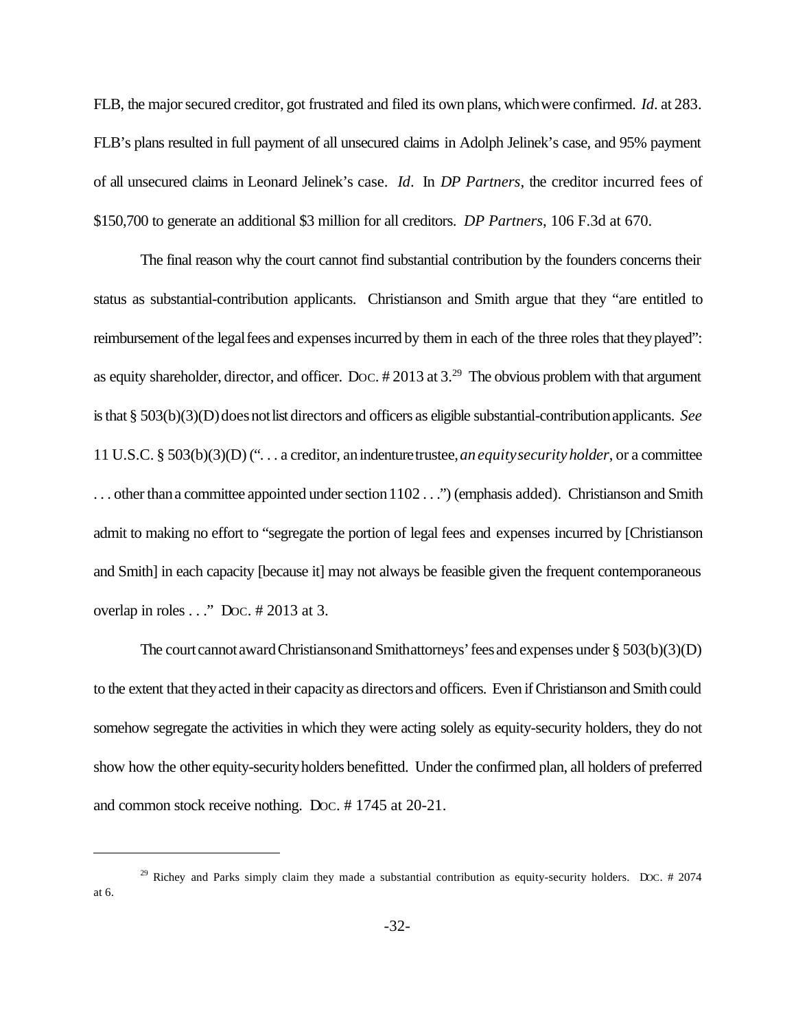FLB, the major secured creditor, got frustrated and filed its own plans, which were confirmed. *Id*. at 283. FLB's plans resulted in full payment of all unsecured claims in Adolph Jelinek's case, and 95% payment of all unsecured claims in Leonard Jelinek's case. *Id*. In *DP Partners*, the creditor incurred fees of $150,700 to generate an additional $3 million for all creditors. *DP Partners*, 106 F.3d at 670.

The final reason why the court cannot find substantial contribution by the founders concerns their status as substantial-contribution applicants. Christianson and Smith argue that they "are entitled to reimbursement of the legal fees and expenses incurred by them in each of the three roles that they played": as equity shareholder, director, and officer. DOC. # 2013 at 3.[29] The obvious problem with that argument is that § 503(b)(3)(D) does not list directors and officers as eligible substantial-contribution applicants. *See* 11 U.S.C. § 503(b)(3)(D) (". . . a creditor, an indenture trustee, *an equity security holder*, or a committee . . . other than a committee appointed under section 1102 . . .") (emphasis added). Christianson and Smith admit to making no effort to "segregate the portion of legal fees and expenses incurred by [Christianson and Smith] in each capacity [because it] may not always be feasible given the frequent contemporaneous overlap in roles . . ." DOC. # 2013 at 3.

The court cannot award Christianson and Smith attorneys' fees and expenses under § 503(b)(3)(D) to the extent that they acted in their capacity as directors and officers. Even if Christianson and Smith could somehow segregate the activities in which they were acting solely as equity-security holders, they do not show how the other equity-security holders benefitted. Under the confirmed plan, all holders of preferred and common stock receive nothing. DOC. # 1745 at 20-21.

---

[29] Richey and Parks simply claim they made a substantial contribution as equity-security holders. DOC. # 2074 at 6.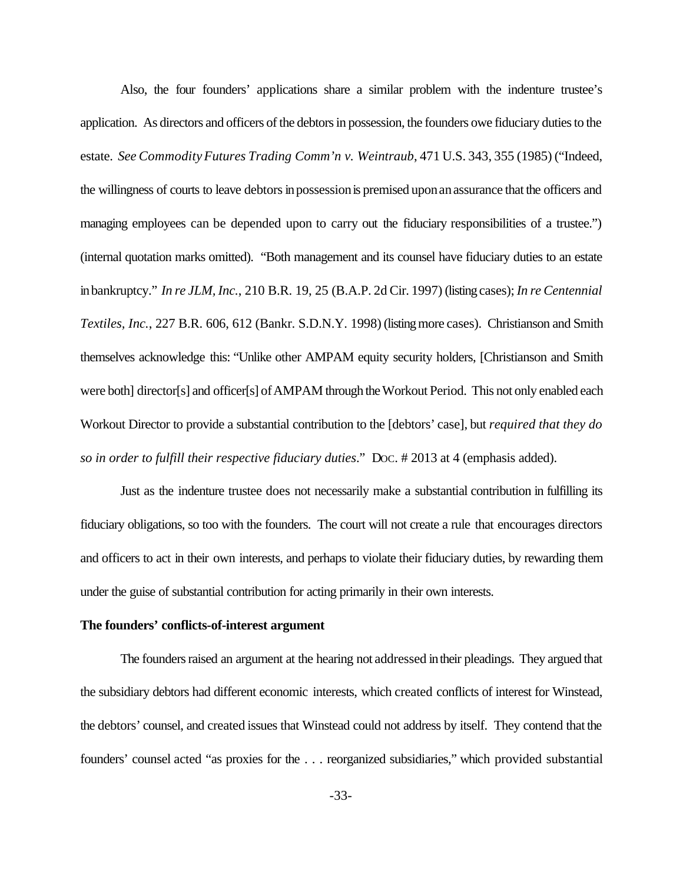Also, the four founders' applications share a similar problem with the indenture trustee's application. As directors and officers of the debtors in possession, the founders owe fiduciary duties to the estate. *See Commodity Futures Trading Comm'n v. Weintraub*, 471 U.S. 343, 355 (1985) ("Indeed, the willingness of courts to leave debtors in possession is premised upon an assurance that the officers and managing employees can be depended upon to carry out the fiduciary responsibilities of a trustee.") (internal quotation marks omitted). "Both management and its counsel have fiduciary duties to an estate in bankruptcy." *In re JLM, Inc.*, 210 B.R. 19, 25 (B.A.P. 2d Cir. 1997) (listing cases); *In re Centennial Textiles, Inc.*, 227 B.R. 606, 612 (Bankr. S.D.N.Y. 1998) (listing more cases). Christianson and Smith themselves acknowledge this: "Unlike other AMPAM equity security holders, [Christianson and Smith were both] director[s] and officer[s] of AMPAM through the Workout Period. This not only enabled each Workout Director to provide a substantial contribution to the [debtors' case], but *required that they do so in order to fulfill their respective fiduciary duties*." Doc. # 2013 at 4 (emphasis added).

Just as the indenture trustee does not necessarily make a substantial contribution in fulfilling its fiduciary obligations, so too with the founders. The court will not create a rule that encourages directors and officers to act in their own interests, and perhaps to violate their fiduciary duties, by rewarding them under the guise of substantial contribution for acting primarily in their own interests.

**The founders' conflicts-of-interest argument**

The founders raised an argument at the hearing not addressed in their pleadings. They argued that the subsidiary debtors had different economic interests, which created conflicts of interest for Winstead, the debtors' counsel, and created issues that Winstead could not address by itself. They contend that the founders' counsel acted "as proxies for the . . . reorganized subsidiaries," which provided substantial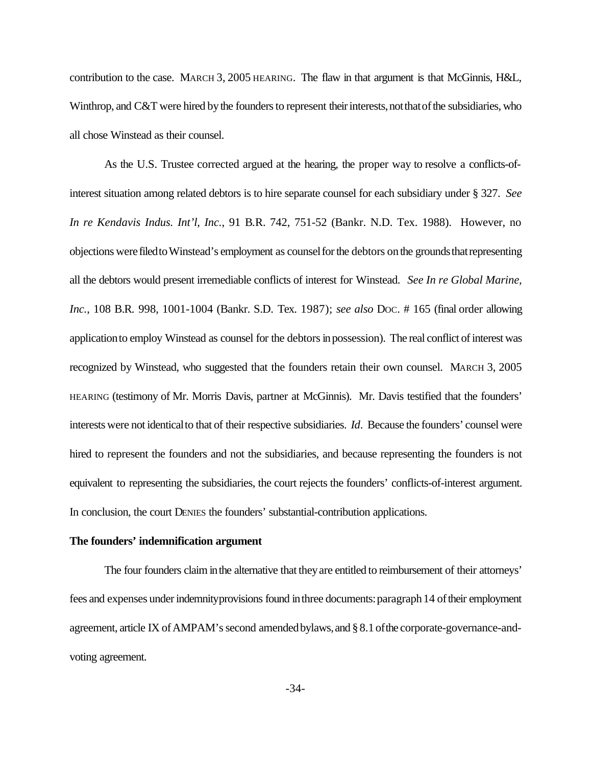contribution to the case. MARCH 3, 2005 HEARING. The flaw in that argument is that McGinnis, H&L, Winthrop, and C&T were hired by the founders to represent their interests, not that of the subsidiaries, who all chose Winstead as their counsel.

As the U.S. Trustee corrected argued at the hearing, the proper way to resolve a conflicts-of-interest situation among related debtors is to hire separate counsel for each subsidiary under § 327. *See In re Kendavis Indus. Int'l, Inc.*, 91 B.R. 742, 751-52 (Bankr. N.D. Tex. 1988). However, no objections were filed to Winstead's employment as counsel for the debtors on the grounds that representing all the debtors would present irremediable conflicts of interest for Winstead. *See In re Global Marine, Inc.*, 108 B.R. 998, 1001-1004 (Bankr. S.D. Tex. 1987); *see also* DOC. # 165 (final order allowing application to employ Winstead as counsel for the debtors in possession). The real conflict of interest was recognized by Winstead, who suggested that the founders retain their own counsel. MARCH 3, 2005 HEARING (testimony of Mr. Morris Davis, partner at McGinnis). Mr. Davis testified that the founders' interests were not identical to that of their respective subsidiaries. *Id*. Because the founders' counsel were hired to represent the founders and not the subsidiaries, and because representing the founders is not equivalent to representing the subsidiaries, the court rejects the founders' conflicts-of-interest argument. In conclusion, the court DENIES the founders' substantial-contribution applications.

**The founders' indemnification argument**

The four founders claim in the alternative that they are entitled to reimbursement of their attorneys' fees and expenses under indemnity provisions found in three documents: paragraph 14 of their employment agreement, article IX of AMPAM's second amended bylaws, and § 8.1 of the corporate-governance-and-voting agreement.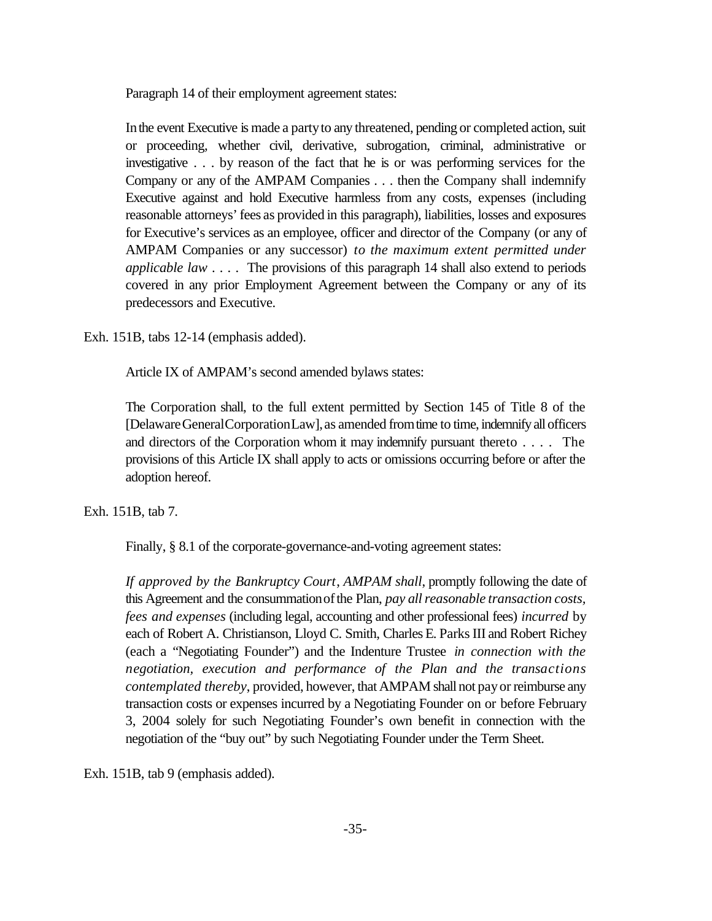Paragraph 14 of their employment agreement states:

> In the event Executive is made a party to any threatened, pending or completed action, suit or proceeding, whether civil, derivative, subrogation, criminal, administrative or investigative . . . by reason of the fact that he is or was performing services for the Company or any of the AMPAM Companies . . . then the Company shall indemnify Executive against and hold Executive harmless from any costs, expenses (including reasonable attorneys' fees as provided in this paragraph), liabilities, losses and exposures for Executive's services as an employee, officer and director of the Company (or any of AMPAM Companies or any successor) *to the maximum extent permitted under applicable law* . . . . The provisions of this paragraph 14 shall also extend to periods covered in any prior Employment Agreement between the Company or any of its predecessors and Executive.

Exh. 151B, tabs 12-14 (emphasis added).

Article IX of AMPAM's second amended bylaws states:

> The Corporation shall, to the full extent permitted by Section 145 of Title 8 of the [Delaware General Corporation Law], as amended from time to time, indemnify all officers and directors of the Corporation whom it may indemnify pursuant thereto . . . . The provisions of this Article IX shall apply to acts or omissions occurring before or after the adoption hereof.

Exh. 151B, tab 7.

Finally, § 8.1 of the corporate-governance-and-voting agreement states:

> *If approved by the Bankruptcy Court*, *AMPAM shall*, promptly following the date of this Agreement and the consummation of the Plan, *pay all reasonable transaction costs, fees and expenses* (including legal, accounting and other professional fees) *incurred* by each of Robert A. Christianson, Lloyd C. Smith, Charles E. Parks III and Robert Richey (each a "Negotiating Founder") and the Indenture Trustee *in connection with the negotiation, execution and performance of the Plan and the transactions contemplated thereby*, provided, however, that AMPAM shall not pay or reimburse any transaction costs or expenses incurred by a Negotiating Founder on or before February 3, 2004 solely for such Negotiating Founder's own benefit in connection with the negotiation of the "buy out" by such Negotiating Founder under the Term Sheet.

Exh. 151B, tab 9 (emphasis added).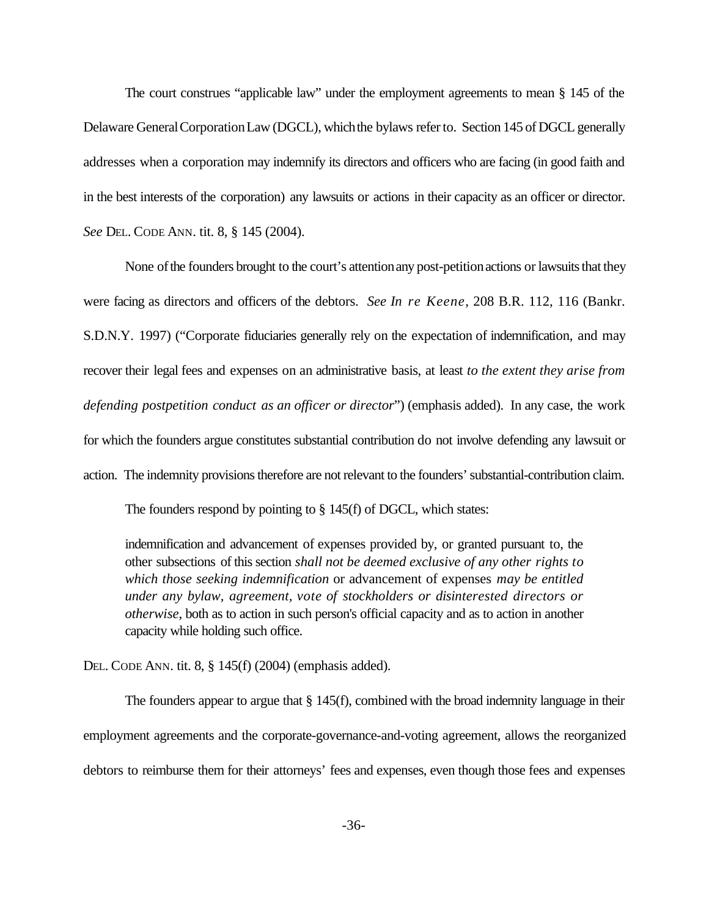The court construes "applicable law" under the employment agreements to mean § 145 of the Delaware General Corporation Law (DGCL), which the bylaws refer to. Section 145 of DGCL generally addresses when a corporation may indemnify its directors and officers who are facing (in good faith and in the best interests of the corporation) any lawsuits or actions in their capacity as an officer or director. *See* DEL. CODE ANN. tit. 8, § 145 (2004).

None of the founders brought to the court's attention any post-petition actions or lawsuits that they were facing as directors and officers of the debtors. *See In re Keene*, 208 B.R. 112, 116 (Bankr. S.D.N.Y. 1997) ("Corporate fiduciaries generally rely on the expectation of indemnification, and may recover their legal fees and expenses on an administrative basis, at least *to the extent they arise from defending postpetition conduct as an officer or director*") (emphasis added). In any case, the work for which the founders argue constitutes substantial contribution do not involve defending any lawsuit or action. The indemnity provisions therefore are not relevant to the founders' substantial-contribution claim.

The founders respond by pointing to § 145(f) of DGCL, which states:

> indemnification and advancement of expenses provided by, or granted pursuant to, the other subsections of this section *shall not be deemed exclusive of any other rights to which those seeking indemnification* or advancement of expenses *may be entitled under any bylaw, agreement, vote of stockholders or disinterested directors or otherwise*, both as to action in such person's official capacity and as to action in another capacity while holding such office.

DEL. CODE ANN. tit. 8, § 145(f) (2004) (emphasis added).

The founders appear to argue that § 145(f), combined with the broad indemnity language in their employment agreements and the corporate-governance-and-voting agreement, allows the reorganized debtors to reimburse them for their attorneys' fees and expenses, even though those fees and expenses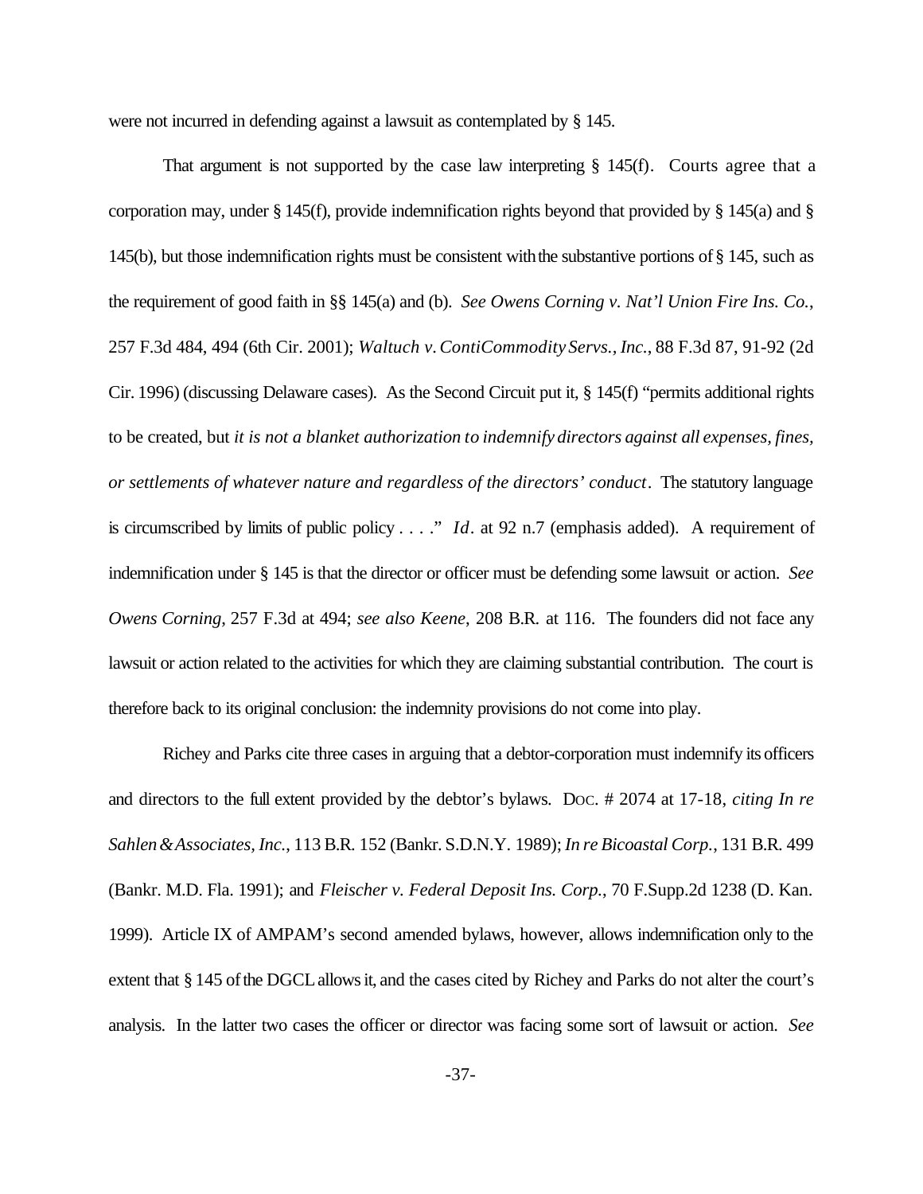were not incurred in defending against a lawsuit as contemplated by § 145.

That argument is not supported by the case law interpreting § 145(f). Courts agree that a corporation may, under § 145(f), provide indemnification rights beyond that provided by § 145(a) and § 145(b), but those indemnification rights must be consistent with the substantive portions of § 145, such as the requirement of good faith in §§ 145(a) and (b). *See Owens Corning v. Nat'l Union Fire Ins. Co.*, 257 F.3d 484, 494 (6th Cir. 2001); *Waltuch v. ContiCommodity Servs., Inc.*, 88 F.3d 87, 91-92 (2d Cir. 1996) (discussing Delaware cases). As the Second Circuit put it, § 145(f) "permits additional rights to be created, but *it is not a blanket authorization to indemnify directors against all expenses, fines, or settlements of whatever nature and regardless of the directors' conduct*. The statutory language is circumscribed by limits of public policy . . . ." *Id*. at 92 n.7 (emphasis added). A requirement of indemnification under § 145 is that the director or officer must be defending some lawsuit or action. *See Owens Corning*, 257 F.3d at 494; *see also Keene*, 208 B.R. at 116. The founders did not face any lawsuit or action related to the activities for which they are claiming substantial contribution. The court is therefore back to its original conclusion: the indemnity provisions do not come into play.

Richey and Parks cite three cases in arguing that a debtor-corporation must indemnify its officers and directors to the full extent provided by the debtor's bylaws. Doc. # 2074 at 17-18, *citing In re Sahlen & Associates, Inc.*, 113 B.R. 152 (Bankr. S.D.N.Y. 1989); *In re Bicoastal Corp.*, 131 B.R. 499 (Bankr. M.D. Fla. 1991); and *Fleischer v. Federal Deposit Ins. Corp.*, 70 F.Supp.2d 1238 (D. Kan. 1999). Article IX of AMPAM's second amended bylaws, however, allows indemnification only to the extent that § 145 of the DGCL allows it, and the cases cited by Richey and Parks do not alter the court's analysis. In the latter two cases the officer or director was facing some sort of lawsuit or action. *See*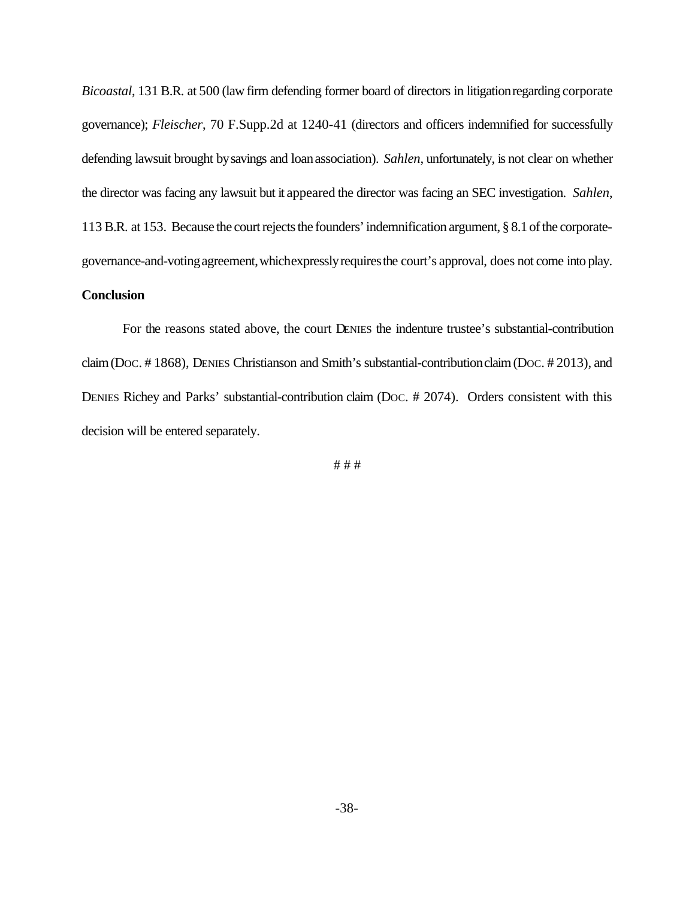*Bicoastal*, 131 B.R. at 500 (law firm defending former board of directors in litigation regarding corporate governance); *Fleischer*, 70 F.Supp.2d at 1240-41 (directors and officers indemnified for successfully defending lawsuit brought by savings and loan association). *Sahlen*, unfortunately, is not clear on whether the director was facing any lawsuit but it appeared the director was facing an SEC investigation. *Sahlen*, 113 B.R. at 153. Because the court rejects the founders' indemnification argument, § 8.1 of the corporate-governance-and-voting agreement, which expressly requires the court's approval, does not come into play.

**Conclusion**

For the reasons stated above, the court DENIES the indenture trustee's substantial-contribution claim (DOC. # 1868), DENIES Christianson and Smith's substantial-contribution claim (DOC. # 2013), and DENIES Richey and Parks' substantial-contribution claim (DOC. # 2074). Orders consistent with this decision will be entered separately.

# # #